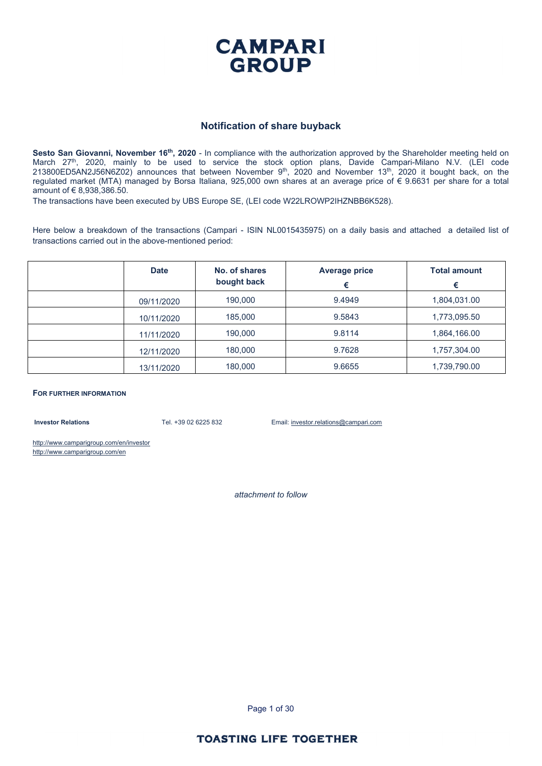# CAMPARI GROUP

## Notification of share buyback

**Sesto San Giovanni, November 16th, 2020** - In compliance with the authorization approved by the Shareholder meeting held on March 27th, 2020, mainly to be used to service the stock option plans, Davide Campari-Milano N.V. (LEI code 213800ED5AN2J56N6Z02) announces that between November 9th, 2020 and November 13th, 2020 it bought back, on the regulated market (MTA) managed by Borsa Italiana, 925,000 own shares at an average price of € 9.6631 per share for a total amount of € 8,938,386.50.

The transactions have been executed by UBS Europe SE, (LEI code W22LROWP2IHZNBB6K528).

Here below a breakdown of the transactions (Campari - ISIN NL0015435975) on a daily basis and attached a detailed list of transactions carried out in the above-mentioned period:

| | Date | No. of shares bought back | Average price € | Total amount € |
|---|---|---|---|---|
| | 09/11/2020 | 190,000 | 9.4949 | 1,804,031.00 |
| | 10/11/2020 | 185,000 | 9.5843 | 1,773,095.50 |
| | 11/11/2020 | 190,000 | 9.8114 | 1,864,166.00 |
| | 12/11/2020 | 180,000 | 9.7628 | 1,757,304.00 |
| | 13/11/2020 | 180,000 | 9.6655 | 1,739,790.00 |

**FOR FURTHER INFORMATION**

**Investor Relations** Tel. +39 02 6225 832 Email: investor.relations@campari.com

http://www.camparigroup.com/en/investor
http://www.camparigroup.com/en

*attachment to follow*

**TOASTING LIFE TOGETHER**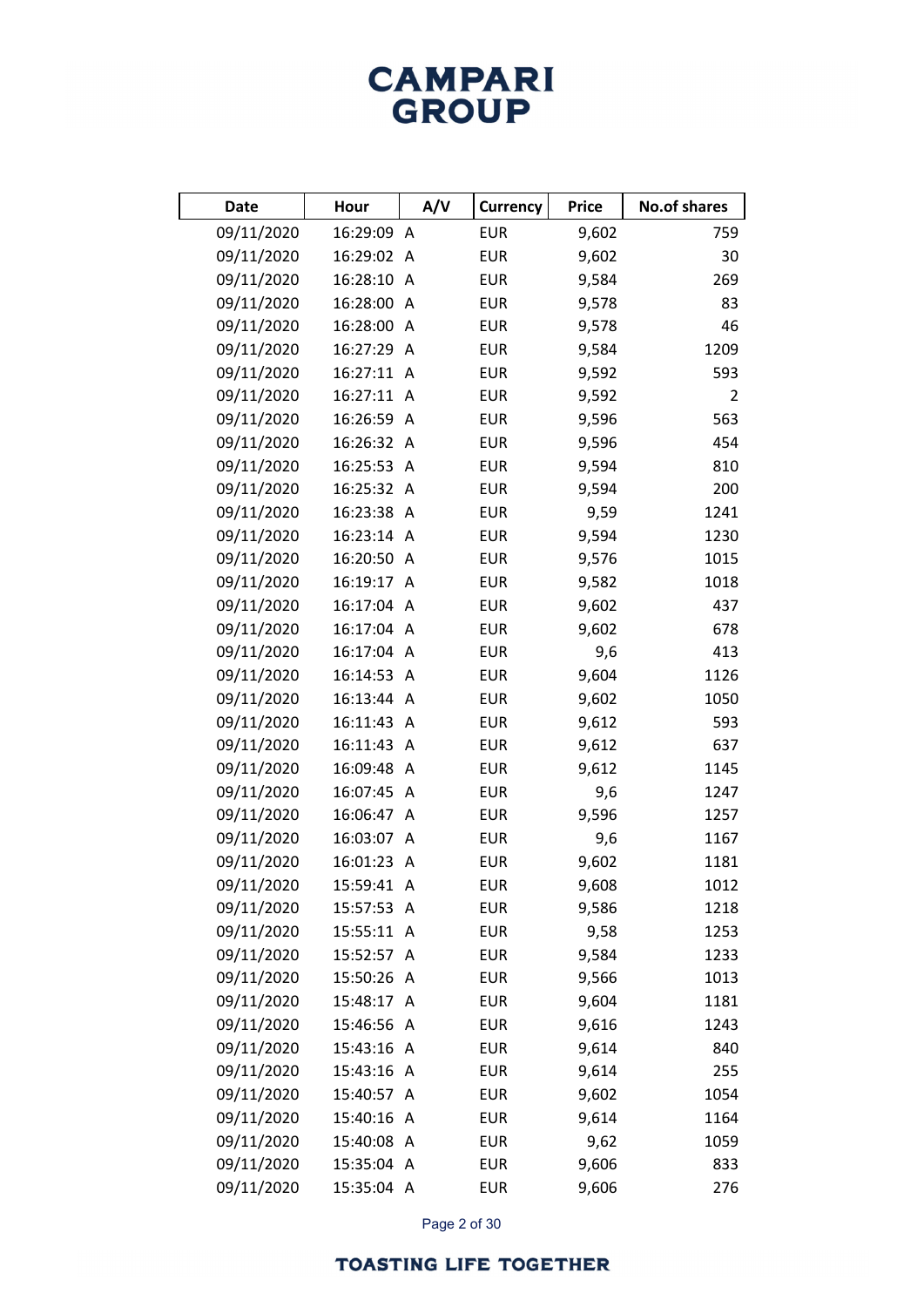# CAMPARI GROUP

| Date | Hour | A/V | Currency | Price | No.of shares |
|---|---|---|---|---|---|
| 09/11/2020 | 16:29:09 | A | EUR | 9,602 | 759 |
| 09/11/2020 | 16:29:02 | A | EUR | 9,602 | 30 |
| 09/11/2020 | 16:28:10 | A | EUR | 9,584 | 269 |
| 09/11/2020 | 16:28:00 | A | EUR | 9,578 | 83 |
| 09/11/2020 | 16:28:00 | A | EUR | 9,578 | 46 |
| 09/11/2020 | 16:27:29 | A | EUR | 9,584 | 1209 |
| 09/11/2020 | 16:27:11 | A | EUR | 9,592 | 593 |
| 09/11/2020 | 16:27:11 | A | EUR | 9,592 | 2 |
| 09/11/2020 | 16:26:59 | A | EUR | 9,596 | 563 |
| 09/11/2020 | 16:26:32 | A | EUR | 9,596 | 454 |
| 09/11/2020 | 16:25:53 | A | EUR | 9,594 | 810 |
| 09/11/2020 | 16:25:32 | A | EUR | 9,594 | 200 |
| 09/11/2020 | 16:23:38 | A | EUR | 9,59 | 1241 |
| 09/11/2020 | 16:23:14 | A | EUR | 9,594 | 1230 |
| 09/11/2020 | 16:20:50 | A | EUR | 9,576 | 1015 |
| 09/11/2020 | 16:19:17 | A | EUR | 9,582 | 1018 |
| 09/11/2020 | 16:17:04 | A | EUR | 9,602 | 437 |
| 09/11/2020 | 16:17:04 | A | EUR | 9,602 | 678 |
| 09/11/2020 | 16:17:04 | A | EUR | 9,6 | 413 |
| 09/11/2020 | 16:14:53 | A | EUR | 9,604 | 1126 |
| 09/11/2020 | 16:13:44 | A | EUR | 9,602 | 1050 |
| 09/11/2020 | 16:11:43 | A | EUR | 9,612 | 593 |
| 09/11/2020 | 16:11:43 | A | EUR | 9,612 | 637 |
| 09/11/2020 | 16:09:48 | A | EUR | 9,612 | 1145 |
| 09/11/2020 | 16:07:45 | A | EUR | 9,6 | 1247 |
| 09/11/2020 | 16:06:47 | A | EUR | 9,596 | 1257 |
| 09/11/2020 | 16:03:07 | A | EUR | 9,6 | 1167 |
| 09/11/2020 | 16:01:23 | A | EUR | 9,602 | 1181 |
| 09/11/2020 | 15:59:41 | A | EUR | 9,608 | 1012 |
| 09/11/2020 | 15:57:53 | A | EUR | 9,586 | 1218 |
| 09/11/2020 | 15:55:11 | A | EUR | 9,58 | 1253 |
| 09/11/2020 | 15:52:57 | A | EUR | 9,584 | 1233 |
| 09/11/2020 | 15:50:26 | A | EUR | 9,566 | 1013 |
| 09/11/2020 | 15:48:17 | A | EUR | 9,604 | 1181 |
| 09/11/2020 | 15:46:56 | A | EUR | 9,616 | 1243 |
| 09/11/2020 | 15:43:16 | A | EUR | 9,614 | 840 |
| 09/11/2020 | 15:43:16 | A | EUR | 9,614 | 255 |
| 09/11/2020 | 15:40:57 | A | EUR | 9,602 | 1054 |
| 09/11/2020 | 15:40:16 | A | EUR | 9,614 | 1164 |
| 09/11/2020 | 15:40:08 | A | EUR | 9,62 | 1059 |
| 09/11/2020 | 15:35:04 | A | EUR | 9,606 | 833 |
| 09/11/2020 | 15:35:04 | A | EUR | 9,606 | 276 |

TOASTING LIFE TOGETHER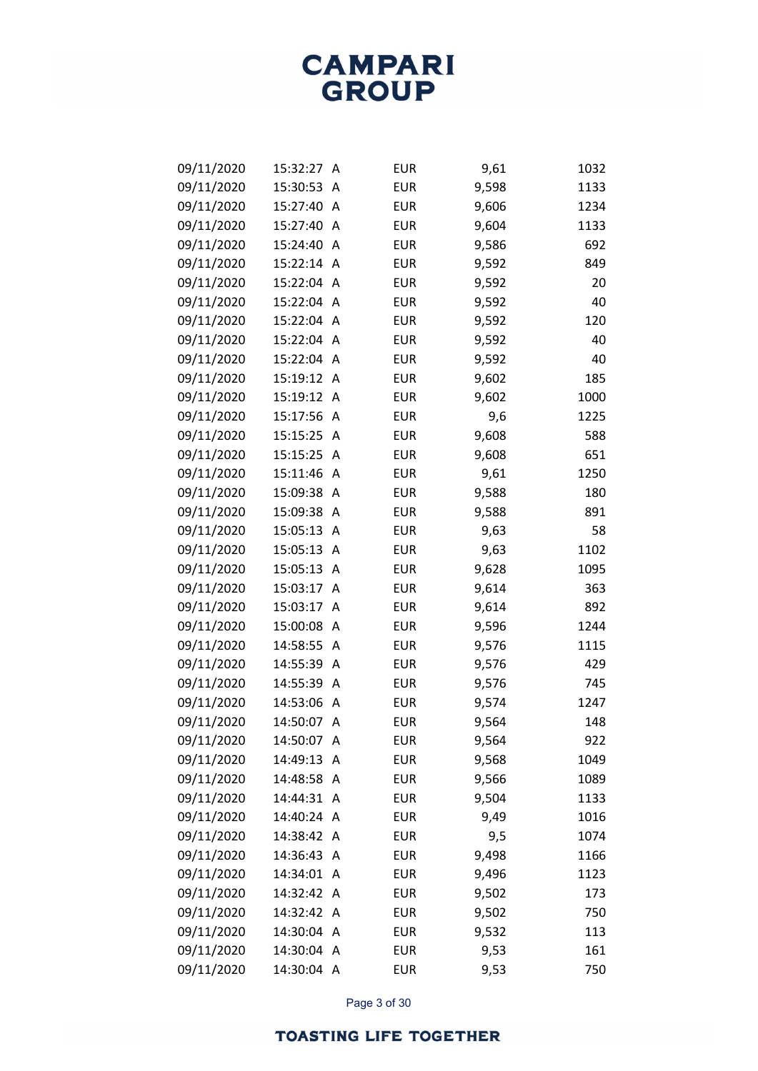| | | | | | |
|---|---|---|---|---|---|
| 09/11/2020 | 15:32:27 | A | EUR | 9,61 | 1032 |
| 09/11/2020 | 15:30:53 | A | EUR | 9,598 | 1133 |
| 09/11/2020 | 15:27:40 | A | EUR | 9,606 | 1234 |
| 09/11/2020 | 15:27:40 | A | EUR | 9,604 | 1133 |
| 09/11/2020 | 15:24:40 | A | EUR | 9,586 | 692 |
| 09/11/2020 | 15:22:14 | A | EUR | 9,592 | 849 |
| 09/11/2020 | 15:22:04 | A | EUR | 9,592 | 20 |
| 09/11/2020 | 15:22:04 | A | EUR | 9,592 | 40 |
| 09/11/2020 | 15:22:04 | A | EUR | 9,592 | 120 |
| 09/11/2020 | 15:22:04 | A | EUR | 9,592 | 40 |
| 09/11/2020 | 15:22:04 | A | EUR | 9,592 | 40 |
| 09/11/2020 | 15:19:12 | A | EUR | 9,602 | 185 |
| 09/11/2020 | 15:19:12 | A | EUR | 9,602 | 1000 |
| 09/11/2020 | 15:17:56 | A | EUR | 9,6 | 1225 |
| 09/11/2020 | 15:15:25 | A | EUR | 9,608 | 588 |
| 09/11/2020 | 15:15:25 | A | EUR | 9,608 | 651 |
| 09/11/2020 | 15:11:46 | A | EUR | 9,61 | 1250 |
| 09/11/2020 | 15:09:38 | A | EUR | 9,588 | 180 |
| 09/11/2020 | 15:09:38 | A | EUR | 9,588 | 891 |
| 09/11/2020 | 15:05:13 | A | EUR | 9,63 | 58 |
| 09/11/2020 | 15:05:13 | A | EUR | 9,63 | 1102 |
| 09/11/2020 | 15:05:13 | A | EUR | 9,628 | 1095 |
| 09/11/2020 | 15:03:17 | A | EUR | 9,614 | 363 |
| 09/11/2020 | 15:03:17 | A | EUR | 9,614 | 892 |
| 09/11/2020 | 15:00:08 | A | EUR | 9,596 | 1244 |
| 09/11/2020 | 14:58:55 | A | EUR | 9,576 | 1115 |
| 09/11/2020 | 14:55:39 | A | EUR | 9,576 | 429 |
| 09/11/2020 | 14:55:39 | A | EUR | 9,576 | 745 |
| 09/11/2020 | 14:53:06 | A | EUR | 9,574 | 1247 |
| 09/11/2020 | 14:50:07 | A | EUR | 9,564 | 148 |
| 09/11/2020 | 14:50:07 | A | EUR | 9,564 | 922 |
| 09/11/2020 | 14:49:13 | A | EUR | 9,568 | 1049 |
| 09/11/2020 | 14:48:58 | A | EUR | 9,566 | 1089 |
| 09/11/2020 | 14:44:31 | A | EUR | 9,504 | 1133 |
| 09/11/2020 | 14:40:24 | A | EUR | 9,49 | 1016 |
| 09/11/2020 | 14:38:42 | A | EUR | 9,5 | 1074 |
| 09/11/2020 | 14:36:43 | A | EUR | 9,498 | 1166 |
| 09/11/2020 | 14:34:01 | A | EUR | 9,496 | 1123 |
| 09/11/2020 | 14:32:42 | A | EUR | 9,502 | 173 |
| 09/11/2020 | 14:32:42 | A | EUR | 9,502 | 750 |
| 09/11/2020 | 14:30:04 | A | EUR | 9,532 | 113 |
| 09/11/2020 | 14:30:04 | A | EUR | 9,53 | 161 |
| 09/11/2020 | 14:30:04 | A | EUR | 9,53 | 750 |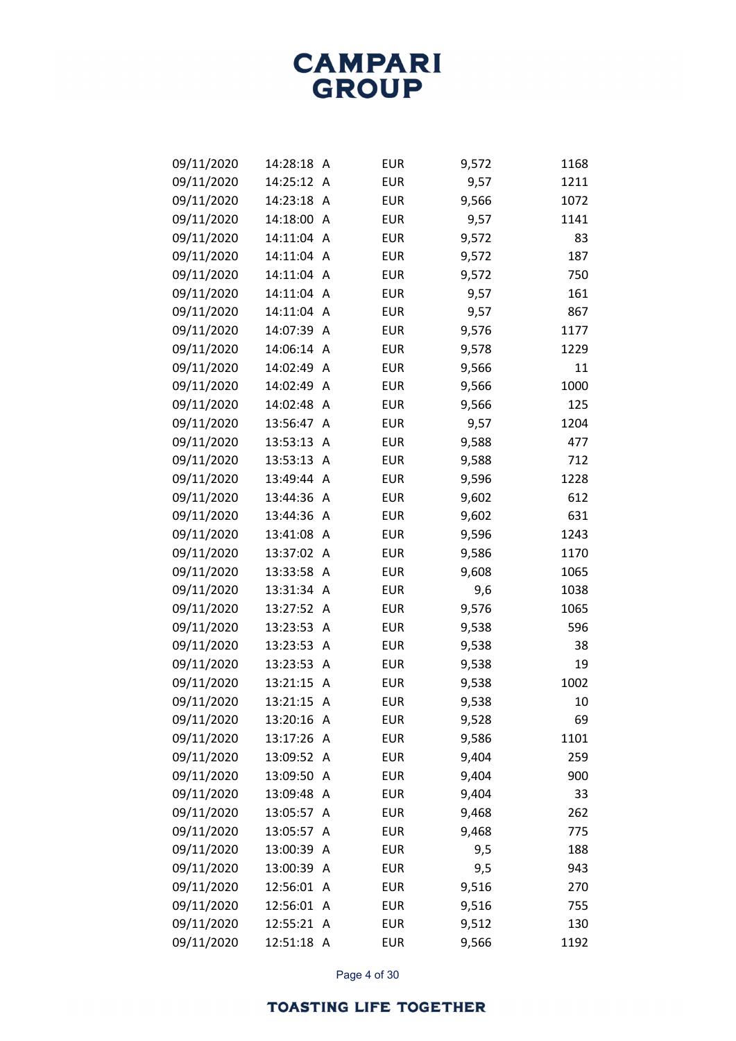| | | | | | |
|---|---|---|---|---|---|
| 09/11/2020 | 14:28:18 | A | EUR | 9,572 | 1168 |
| 09/11/2020 | 14:25:12 | A | EUR | 9,57 | 1211 |
| 09/11/2020 | 14:23:18 | A | EUR | 9,566 | 1072 |
| 09/11/2020 | 14:18:00 | A | EUR | 9,57 | 1141 |
| 09/11/2020 | 14:11:04 | A | EUR | 9,572 | 83 |
| 09/11/2020 | 14:11:04 | A | EUR | 9,572 | 187 |
| 09/11/2020 | 14:11:04 | A | EUR | 9,572 | 750 |
| 09/11/2020 | 14:11:04 | A | EUR | 9,57 | 161 |
| 09/11/2020 | 14:11:04 | A | EUR | 9,57 | 867 |
| 09/11/2020 | 14:07:39 | A | EUR | 9,576 | 1177 |
| 09/11/2020 | 14:06:14 | A | EUR | 9,578 | 1229 |
| 09/11/2020 | 14:02:49 | A | EUR | 9,566 | 11 |
| 09/11/2020 | 14:02:49 | A | EUR | 9,566 | 1000 |
| 09/11/2020 | 14:02:48 | A | EUR | 9,566 | 125 |
| 09/11/2020 | 13:56:47 | A | EUR | 9,57 | 1204 |
| 09/11/2020 | 13:53:13 | A | EUR | 9,588 | 477 |
| 09/11/2020 | 13:53:13 | A | EUR | 9,588 | 712 |
| 09/11/2020 | 13:49:44 | A | EUR | 9,596 | 1228 |
| 09/11/2020 | 13:44:36 | A | EUR | 9,602 | 612 |
| 09/11/2020 | 13:44:36 | A | EUR | 9,602 | 631 |
| 09/11/2020 | 13:41:08 | A | EUR | 9,596 | 1243 |
| 09/11/2020 | 13:37:02 | A | EUR | 9,586 | 1170 |
| 09/11/2020 | 13:33:58 | A | EUR | 9,608 | 1065 |
| 09/11/2020 | 13:31:34 | A | EUR | 9,6 | 1038 |
| 09/11/2020 | 13:27:52 | A | EUR | 9,576 | 1065 |
| 09/11/2020 | 13:23:53 | A | EUR | 9,538 | 596 |
| 09/11/2020 | 13:23:53 | A | EUR | 9,538 | 38 |
| 09/11/2020 | 13:23:53 | A | EUR | 9,538 | 19 |
| 09/11/2020 | 13:21:15 | A | EUR | 9,538 | 1002 |
| 09/11/2020 | 13:21:15 | A | EUR | 9,538 | 10 |
| 09/11/2020 | 13:20:16 | A | EUR | 9,528 | 69 |
| 09/11/2020 | 13:17:26 | A | EUR | 9,586 | 1101 |
| 09/11/2020 | 13:09:52 | A | EUR | 9,404 | 259 |
| 09/11/2020 | 13:09:50 | A | EUR | 9,404 | 900 |
| 09/11/2020 | 13:09:48 | A | EUR | 9,404 | 33 |
| 09/11/2020 | 13:05:57 | A | EUR | 9,468 | 262 |
| 09/11/2020 | 13:05:57 | A | EUR | 9,468 | 775 |
| 09/11/2020 | 13:00:39 | A | EUR | 9,5 | 188 |
| 09/11/2020 | 13:00:39 | A | EUR | 9,5 | 943 |
| 09/11/2020 | 12:56:01 | A | EUR | 9,516 | 270 |
| 09/11/2020 | 12:56:01 | A | EUR | 9,516 | 755 |
| 09/11/2020 | 12:55:21 | A | EUR | 9,512 | 130 |
| 09/11/2020 | 12:51:18 | A | EUR | 9,566 | 1192 |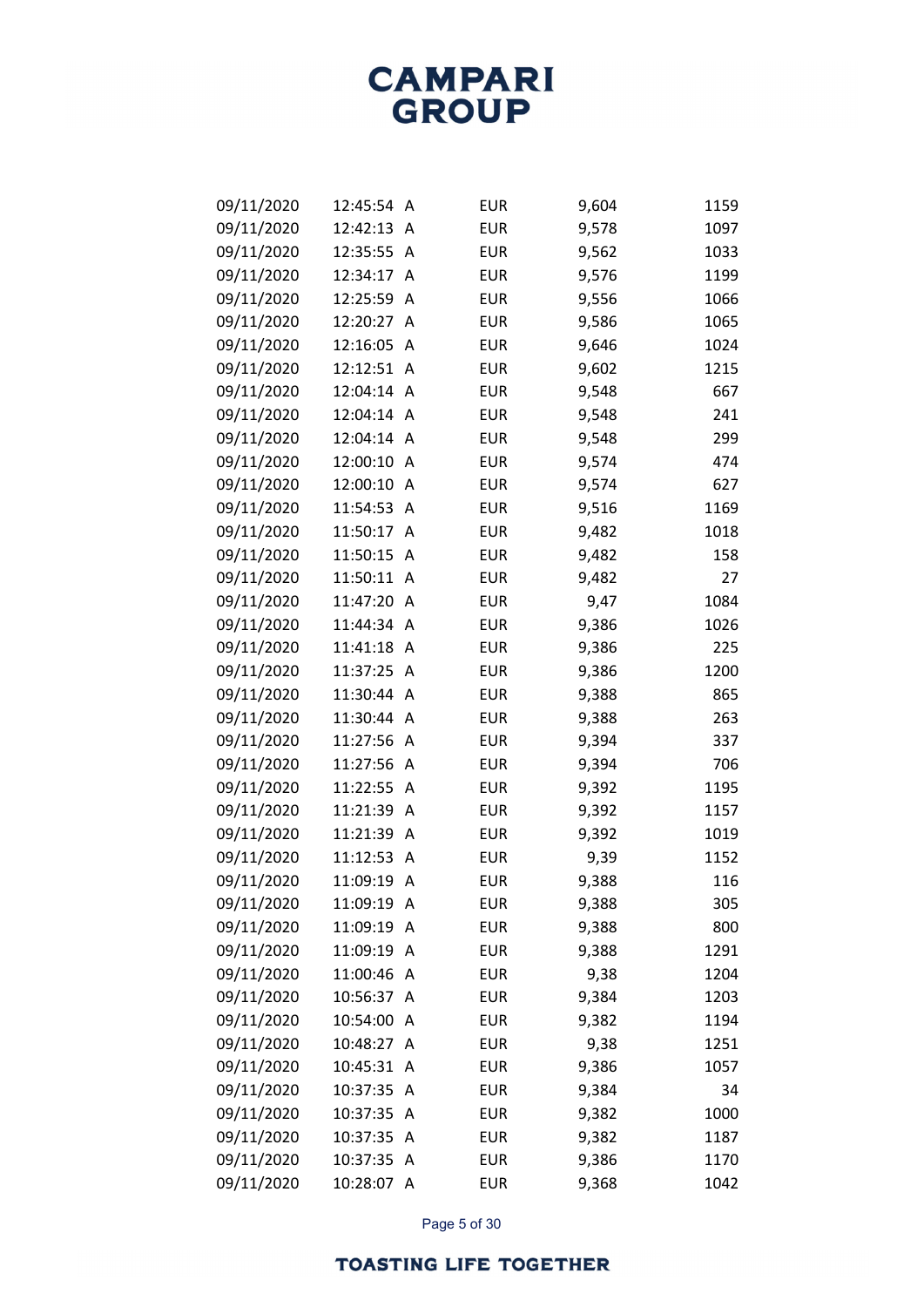| | | | | | |
|---|---|---|---|---|---|
| 09/11/2020 | 12:45:54 | A | EUR | 9,604 | 1159 |
| 09/11/2020 | 12:42:13 | A | EUR | 9,578 | 1097 |
| 09/11/2020 | 12:35:55 | A | EUR | 9,562 | 1033 |
| 09/11/2020 | 12:34:17 | A | EUR | 9,576 | 1199 |
| 09/11/2020 | 12:25:59 | A | EUR | 9,556 | 1066 |
| 09/11/2020 | 12:20:27 | A | EUR | 9,586 | 1065 |
| 09/11/2020 | 12:16:05 | A | EUR | 9,646 | 1024 |
| 09/11/2020 | 12:12:51 | A | EUR | 9,602 | 1215 |
| 09/11/2020 | 12:04:14 | A | EUR | 9,548 | 667 |
| 09/11/2020 | 12:04:14 | A | EUR | 9,548 | 241 |
| 09/11/2020 | 12:04:14 | A | EUR | 9,548 | 299 |
| 09/11/2020 | 12:00:10 | A | EUR | 9,574 | 474 |
| 09/11/2020 | 12:00:10 | A | EUR | 9,574 | 627 |
| 09/11/2020 | 11:54:53 | A | EUR | 9,516 | 1169 |
| 09/11/2020 | 11:50:17 | A | EUR | 9,482 | 1018 |
| 09/11/2020 | 11:50:15 | A | EUR | 9,482 | 158 |
| 09/11/2020 | 11:50:11 | A | EUR | 9,482 | 27 |
| 09/11/2020 | 11:47:20 | A | EUR | 9,47 | 1084 |
| 09/11/2020 | 11:44:34 | A | EUR | 9,386 | 1026 |
| 09/11/2020 | 11:41:18 | A | EUR | 9,386 | 225 |
| 09/11/2020 | 11:37:25 | A | EUR | 9,386 | 1200 |
| 09/11/2020 | 11:30:44 | A | EUR | 9,388 | 865 |
| 09/11/2020 | 11:30:44 | A | EUR | 9,388 | 263 |
| 09/11/2020 | 11:27:56 | A | EUR | 9,394 | 337 |
| 09/11/2020 | 11:27:56 | A | EUR | 9,394 | 706 |
| 09/11/2020 | 11:22:55 | A | EUR | 9,392 | 1195 |
| 09/11/2020 | 11:21:39 | A | EUR | 9,392 | 1157 |
| 09/11/2020 | 11:21:39 | A | EUR | 9,392 | 1019 |
| 09/11/2020 | 11:12:53 | A | EUR | 9,39 | 1152 |
| 09/11/2020 | 11:09:19 | A | EUR | 9,388 | 116 |
| 09/11/2020 | 11:09:19 | A | EUR | 9,388 | 305 |
| 09/11/2020 | 11:09:19 | A | EUR | 9,388 | 800 |
| 09/11/2020 | 11:09:19 | A | EUR | 9,388 | 1291 |
| 09/11/2020 | 11:00:46 | A | EUR | 9,38 | 1204 |
| 09/11/2020 | 10:56:37 | A | EUR | 9,384 | 1203 |
| 09/11/2020 | 10:54:00 | A | EUR | 9,382 | 1194 |
| 09/11/2020 | 10:48:27 | A | EUR | 9,38 | 1251 |
| 09/11/2020 | 10:45:31 | A | EUR | 9,386 | 1057 |
| 09/11/2020 | 10:37:35 | A | EUR | 9,384 | 34 |
| 09/11/2020 | 10:37:35 | A | EUR | 9,382 | 1000 |
| 09/11/2020 | 10:37:35 | A | EUR | 9,382 | 1187 |
| 09/11/2020 | 10:37:35 | A | EUR | 9,386 | 1170 |
| 09/11/2020 | 10:28:07 | A | EUR | 9,368 | 1042 |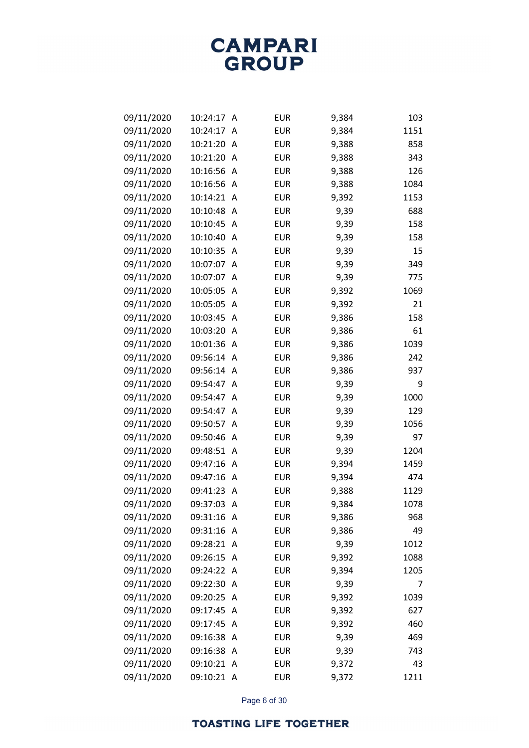| | | | | | |
|---|---|---|---|---|---|
| 09/11/2020 | 10:24:17 | A | EUR | 9,384 | 103 |
| 09/11/2020 | 10:24:17 | A | EUR | 9,384 | 1151 |
| 09/11/2020 | 10:21:20 | A | EUR | 9,388 | 858 |
| 09/11/2020 | 10:21:20 | A | EUR | 9,388 | 343 |
| 09/11/2020 | 10:16:56 | A | EUR | 9,388 | 126 |
| 09/11/2020 | 10:16:56 | A | EUR | 9,388 | 1084 |
| 09/11/2020 | 10:14:21 | A | EUR | 9,392 | 1153 |
| 09/11/2020 | 10:10:48 | A | EUR | 9,39 | 688 |
| 09/11/2020 | 10:10:45 | A | EUR | 9,39 | 158 |
| 09/11/2020 | 10:10:40 | A | EUR | 9,39 | 158 |
| 09/11/2020 | 10:10:35 | A | EUR | 9,39 | 15 |
| 09/11/2020 | 10:07:07 | A | EUR | 9,39 | 349 |
| 09/11/2020 | 10:07:07 | A | EUR | 9,39 | 775 |
| 09/11/2020 | 10:05:05 | A | EUR | 9,392 | 1069 |
| 09/11/2020 | 10:05:05 | A | EUR | 9,392 | 21 |
| 09/11/2020 | 10:03:45 | A | EUR | 9,386 | 158 |
| 09/11/2020 | 10:03:20 | A | EUR | 9,386 | 61 |
| 09/11/2020 | 10:01:36 | A | EUR | 9,386 | 1039 |
| 09/11/2020 | 09:56:14 | A | EUR | 9,386 | 242 |
| 09/11/2020 | 09:56:14 | A | EUR | 9,386 | 937 |
| 09/11/2020 | 09:54:47 | A | EUR | 9,39 | 9 |
| 09/11/2020 | 09:54:47 | A | EUR | 9,39 | 1000 |
| 09/11/2020 | 09:54:47 | A | EUR | 9,39 | 129 |
| 09/11/2020 | 09:50:57 | A | EUR | 9,39 | 1056 |
| 09/11/2020 | 09:50:46 | A | EUR | 9,39 | 97 |
| 09/11/2020 | 09:48:51 | A | EUR | 9,39 | 1204 |
| 09/11/2020 | 09:47:16 | A | EUR | 9,394 | 1459 |
| 09/11/2020 | 09:47:16 | A | EUR | 9,394 | 474 |
| 09/11/2020 | 09:41:23 | A | EUR | 9,388 | 1129 |
| 09/11/2020 | 09:37:03 | A | EUR | 9,384 | 1078 |
| 09/11/2020 | 09:31:16 | A | EUR | 9,386 | 968 |
| 09/11/2020 | 09:31:16 | A | EUR | 9,386 | 49 |
| 09/11/2020 | 09:28:21 | A | EUR | 9,39 | 1012 |
| 09/11/2020 | 09:26:15 | A | EUR | 9,392 | 1088 |
| 09/11/2020 | 09:24:22 | A | EUR | 9,394 | 1205 |
| 09/11/2020 | 09:22:30 | A | EUR | 9,39 | 7 |
| 09/11/2020 | 09:20:25 | A | EUR | 9,392 | 1039 |
| 09/11/2020 | 09:17:45 | A | EUR | 9,392 | 627 |
| 09/11/2020 | 09:17:45 | A | EUR | 9,392 | 460 |
| 09/11/2020 | 09:16:38 | A | EUR | 9,39 | 469 |
| 09/11/2020 | 09:16:38 | A | EUR | 9,39 | 743 |
| 09/11/2020 | 09:10:21 | A | EUR | 9,372 | 43 |
| 09/11/2020 | 09:10:21 | A | EUR | 9,372 | 1211 |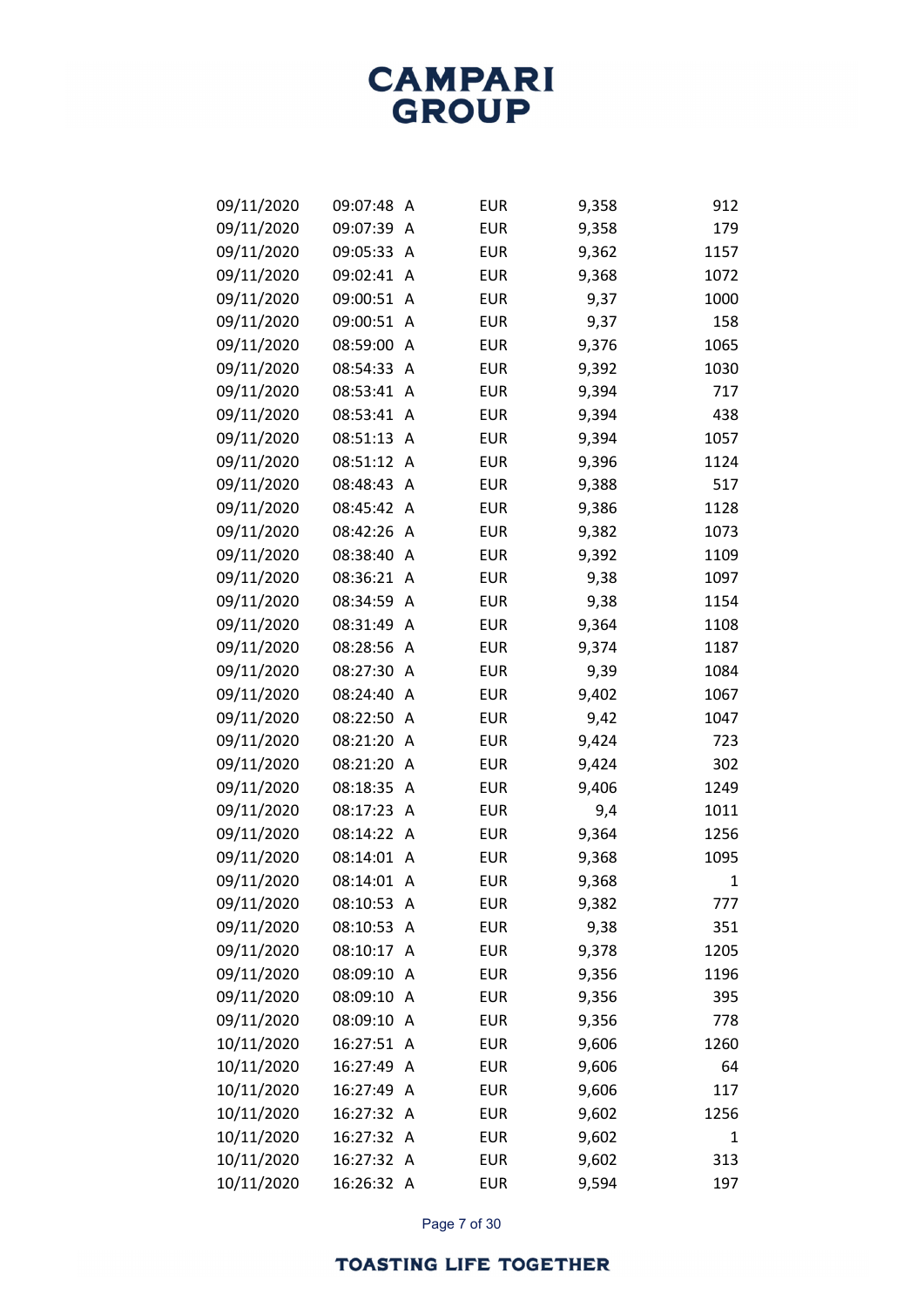| | | | | | |
|---|---|---|---|---|---|
| 09/11/2020 | 09:07:48 | A | EUR | 9,358 | 912 |
| 09/11/2020 | 09:07:39 | A | EUR | 9,358 | 179 |
| 09/11/2020 | 09:05:33 | A | EUR | 9,362 | 1157 |
| 09/11/2020 | 09:02:41 | A | EUR | 9,368 | 1072 |
| 09/11/2020 | 09:00:51 | A | EUR | 9,37 | 1000 |
| 09/11/2020 | 09:00:51 | A | EUR | 9,37 | 158 |
| 09/11/2020 | 08:59:00 | A | EUR | 9,376 | 1065 |
| 09/11/2020 | 08:54:33 | A | EUR | 9,392 | 1030 |
| 09/11/2020 | 08:53:41 | A | EUR | 9,394 | 717 |
| 09/11/2020 | 08:53:41 | A | EUR | 9,394 | 438 |
| 09/11/2020 | 08:51:13 | A | EUR | 9,394 | 1057 |
| 09/11/2020 | 08:51:12 | A | EUR | 9,396 | 1124 |
| 09/11/2020 | 08:48:43 | A | EUR | 9,388 | 517 |
| 09/11/2020 | 08:45:42 | A | EUR | 9,386 | 1128 |
| 09/11/2020 | 08:42:26 | A | EUR | 9,382 | 1073 |
| 09/11/2020 | 08:38:40 | A | EUR | 9,392 | 1109 |
| 09/11/2020 | 08:36:21 | A | EUR | 9,38 | 1097 |
| 09/11/2020 | 08:34:59 | A | EUR | 9,38 | 1154 |
| 09/11/2020 | 08:31:49 | A | EUR | 9,364 | 1108 |
| 09/11/2020 | 08:28:56 | A | EUR | 9,374 | 1187 |
| 09/11/2020 | 08:27:30 | A | EUR | 9,39 | 1084 |
| 09/11/2020 | 08:24:40 | A | EUR | 9,402 | 1067 |
| 09/11/2020 | 08:22:50 | A | EUR | 9,42 | 1047 |
| 09/11/2020 | 08:21:20 | A | EUR | 9,424 | 723 |
| 09/11/2020 | 08:21:20 | A | EUR | 9,424 | 302 |
| 09/11/2020 | 08:18:35 | A | EUR | 9,406 | 1249 |
| 09/11/2020 | 08:17:23 | A | EUR | 9,4 | 1011 |
| 09/11/2020 | 08:14:22 | A | EUR | 9,364 | 1256 |
| 09/11/2020 | 08:14:01 | A | EUR | 9,368 | 1095 |
| 09/11/2020 | 08:14:01 | A | EUR | 9,368 | 1 |
| 09/11/2020 | 08:10:53 | A | EUR | 9,382 | 777 |
| 09/11/2020 | 08:10:53 | A | EUR | 9,38 | 351 |
| 09/11/2020 | 08:10:17 | A | EUR | 9,378 | 1205 |
| 09/11/2020 | 08:09:10 | A | EUR | 9,356 | 1196 |
| 09/11/2020 | 08:09:10 | A | EUR | 9,356 | 395 |
| 09/11/2020 | 08:09:10 | A | EUR | 9,356 | 778 |
| 10/11/2020 | 16:27:51 | A | EUR | 9,606 | 1260 |
| 10/11/2020 | 16:27:49 | A | EUR | 9,606 | 64 |
| 10/11/2020 | 16:27:49 | A | EUR | 9,606 | 117 |
| 10/11/2020 | 16:27:32 | A | EUR | 9,602 | 1256 |
| 10/11/2020 | 16:27:32 | A | EUR | 9,602 | 1 |
| 10/11/2020 | 16:27:32 | A | EUR | 9,602 | 313 |
| 10/11/2020 | 16:26:32 | A | EUR | 9,594 | 197 |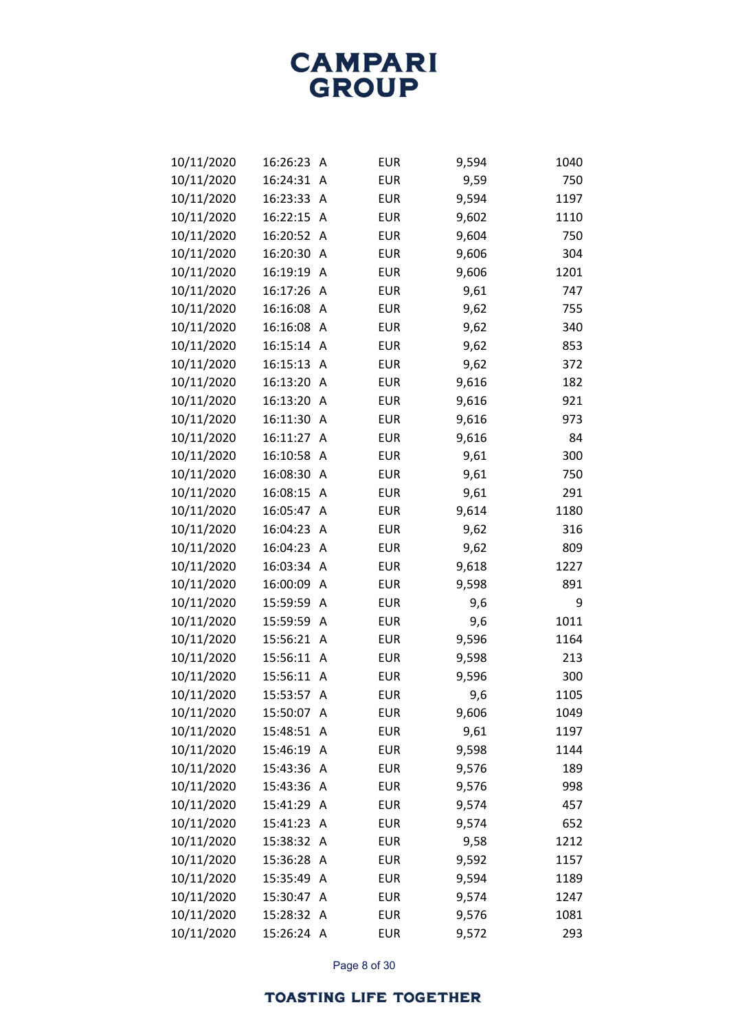| | | | | | |
|---|---|---|---|---|---|
| 10/11/2020 | 16:26:23 | A | EUR | 9,594 | 1040 |
| 10/11/2020 | 16:24:31 | A | EUR | 9,59 | 750 |
| 10/11/2020 | 16:23:33 | A | EUR | 9,594 | 1197 |
| 10/11/2020 | 16:22:15 | A | EUR | 9,602 | 1110 |
| 10/11/2020 | 16:20:52 | A | EUR | 9,604 | 750 |
| 10/11/2020 | 16:20:30 | A | EUR | 9,606 | 304 |
| 10/11/2020 | 16:19:19 | A | EUR | 9,606 | 1201 |
| 10/11/2020 | 16:17:26 | A | EUR | 9,61 | 747 |
| 10/11/2020 | 16:16:08 | A | EUR | 9,62 | 755 |
| 10/11/2020 | 16:16:08 | A | EUR | 9,62 | 340 |
| 10/11/2020 | 16:15:14 | A | EUR | 9,62 | 853 |
| 10/11/2020 | 16:15:13 | A | EUR | 9,62 | 372 |
| 10/11/2020 | 16:13:20 | A | EUR | 9,616 | 182 |
| 10/11/2020 | 16:13:20 | A | EUR | 9,616 | 921 |
| 10/11/2020 | 16:11:30 | A | EUR | 9,616 | 973 |
| 10/11/2020 | 16:11:27 | A | EUR | 9,616 | 84 |
| 10/11/2020 | 16:10:58 | A | EUR | 9,61 | 300 |
| 10/11/2020 | 16:08:30 | A | EUR | 9,61 | 750 |
| 10/11/2020 | 16:08:15 | A | EUR | 9,61 | 291 |
| 10/11/2020 | 16:05:47 | A | EUR | 9,614 | 1180 |
| 10/11/2020 | 16:04:23 | A | EUR | 9,62 | 316 |
| 10/11/2020 | 16:04:23 | A | EUR | 9,62 | 809 |
| 10/11/2020 | 16:03:34 | A | EUR | 9,618 | 1227 |
| 10/11/2020 | 16:00:09 | A | EUR | 9,598 | 891 |
| 10/11/2020 | 15:59:59 | A | EUR | 9,6 | 9 |
| 10/11/2020 | 15:59:59 | A | EUR | 9,6 | 1011 |
| 10/11/2020 | 15:56:21 | A | EUR | 9,596 | 1164 |
| 10/11/2020 | 15:56:11 | A | EUR | 9,598 | 213 |
| 10/11/2020 | 15:56:11 | A | EUR | 9,596 | 300 |
| 10/11/2020 | 15:53:57 | A | EUR | 9,6 | 1105 |
| 10/11/2020 | 15:50:07 | A | EUR | 9,606 | 1049 |
| 10/11/2020 | 15:48:51 | A | EUR | 9,61 | 1197 |
| 10/11/2020 | 15:46:19 | A | EUR | 9,598 | 1144 |
| 10/11/2020 | 15:43:36 | A | EUR | 9,576 | 189 |
| 10/11/2020 | 15:43:36 | A | EUR | 9,576 | 998 |
| 10/11/2020 | 15:41:29 | A | EUR | 9,574 | 457 |
| 10/11/2020 | 15:41:23 | A | EUR | 9,574 | 652 |
| 10/11/2020 | 15:38:32 | A | EUR | 9,58 | 1212 |
| 10/11/2020 | 15:36:28 | A | EUR | 9,592 | 1157 |
| 10/11/2020 | 15:35:49 | A | EUR | 9,594 | 1189 |
| 10/11/2020 | 15:30:47 | A | EUR | 9,574 | 1247 |
| 10/11/2020 | 15:28:32 | A | EUR | 9,576 | 1081 |
| 10/11/2020 | 15:26:24 | A | EUR | 9,572 | 293 |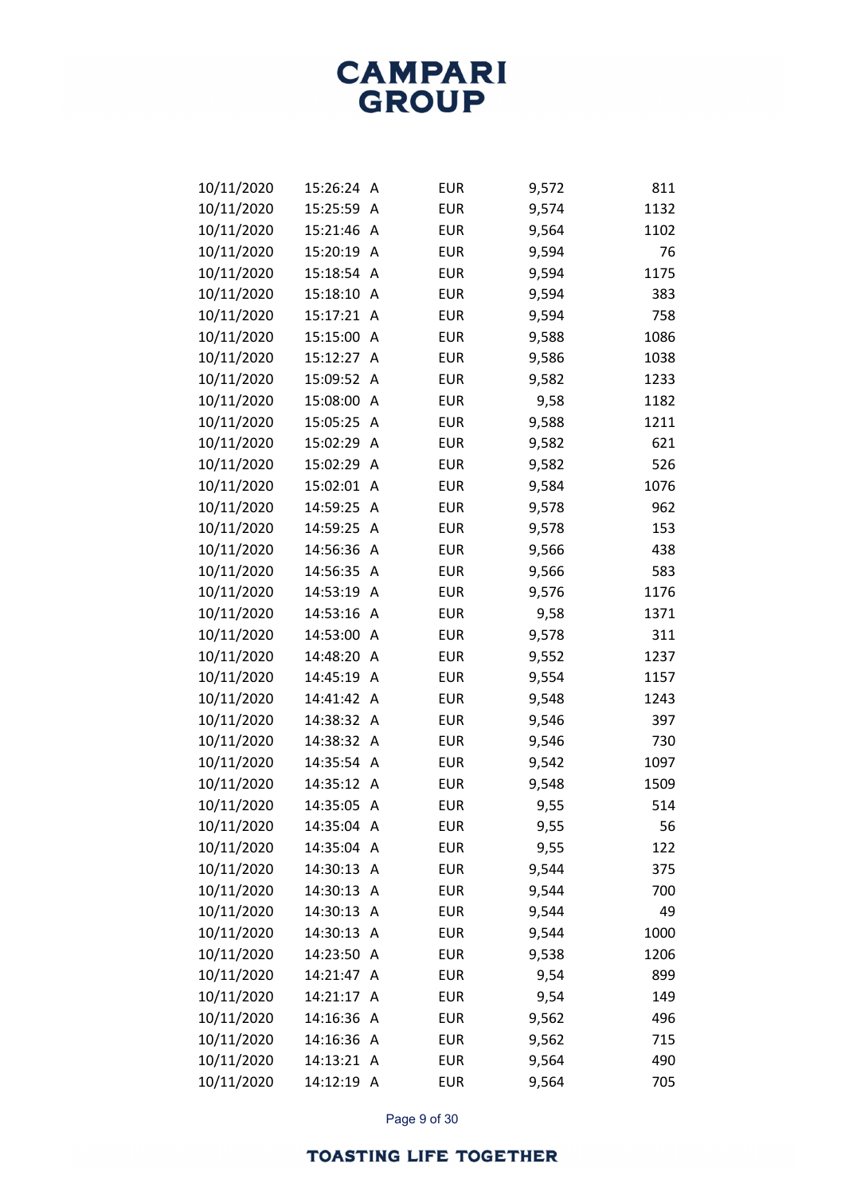| | | | | |
|---|---|---|---|---|
| 10/11/2020 | 15:26:24 A | EUR | 9,572 | 811 |
| 10/11/2020 | 15:25:59 A | EUR | 9,574 | 1132 |
| 10/11/2020 | 15:21:46 A | EUR | 9,564 | 1102 |
| 10/11/2020 | 15:20:19 A | EUR | 9,594 | 76 |
| 10/11/2020 | 15:18:54 A | EUR | 9,594 | 1175 |
| 10/11/2020 | 15:18:10 A | EUR | 9,594 | 383 |
| 10/11/2020 | 15:17:21 A | EUR | 9,594 | 758 |
| 10/11/2020 | 15:15:00 A | EUR | 9,588 | 1086 |
| 10/11/2020 | 15:12:27 A | EUR | 9,586 | 1038 |
| 10/11/2020 | 15:09:52 A | EUR | 9,582 | 1233 |
| 10/11/2020 | 15:08:00 A | EUR | 9,58 | 1182 |
| 10/11/2020 | 15:05:25 A | EUR | 9,588 | 1211 |
| 10/11/2020 | 15:02:29 A | EUR | 9,582 | 621 |
| 10/11/2020 | 15:02:29 A | EUR | 9,582 | 526 |
| 10/11/2020 | 15:02:01 A | EUR | 9,584 | 1076 |
| 10/11/2020 | 14:59:25 A | EUR | 9,578 | 962 |
| 10/11/2020 | 14:59:25 A | EUR | 9,578 | 153 |
| 10/11/2020 | 14:56:36 A | EUR | 9,566 | 438 |
| 10/11/2020 | 14:56:35 A | EUR | 9,566 | 583 |
| 10/11/2020 | 14:53:19 A | EUR | 9,576 | 1176 |
| 10/11/2020 | 14:53:16 A | EUR | 9,58 | 1371 |
| 10/11/2020 | 14:53:00 A | EUR | 9,578 | 311 |
| 10/11/2020 | 14:48:20 A | EUR | 9,552 | 1237 |
| 10/11/2020 | 14:45:19 A | EUR | 9,554 | 1157 |
| 10/11/2020 | 14:41:42 A | EUR | 9,548 | 1243 |
| 10/11/2020 | 14:38:32 A | EUR | 9,546 | 397 |
| 10/11/2020 | 14:38:32 A | EUR | 9,546 | 730 |
| 10/11/2020 | 14:35:54 A | EUR | 9,542 | 1097 |
| 10/11/2020 | 14:35:12 A | EUR | 9,548 | 1509 |
| 10/11/2020 | 14:35:05 A | EUR | 9,55 | 514 |
| 10/11/2020 | 14:35:04 A | EUR | 9,55 | 56 |
| 10/11/2020 | 14:35:04 A | EUR | 9,55 | 122 |
| 10/11/2020 | 14:30:13 A | EUR | 9,544 | 375 |
| 10/11/2020 | 14:30:13 A | EUR | 9,544 | 700 |
| 10/11/2020 | 14:30:13 A | EUR | 9,544 | 49 |
| 10/11/2020 | 14:30:13 A | EUR | 9,544 | 1000 |
| 10/11/2020 | 14:23:50 A | EUR | 9,538 | 1206 |
| 10/11/2020 | 14:21:47 A | EUR | 9,54 | 899 |
| 10/11/2020 | 14:21:17 A | EUR | 9,54 | 149 |
| 10/11/2020 | 14:16:36 A | EUR | 9,562 | 496 |
| 10/11/2020 | 14:16:36 A | EUR | 9,562 | 715 |
| 10/11/2020 | 14:13:21 A | EUR | 9,564 | 490 |
| 10/11/2020 | 14:12:19 A | EUR | 9,564 | 705 |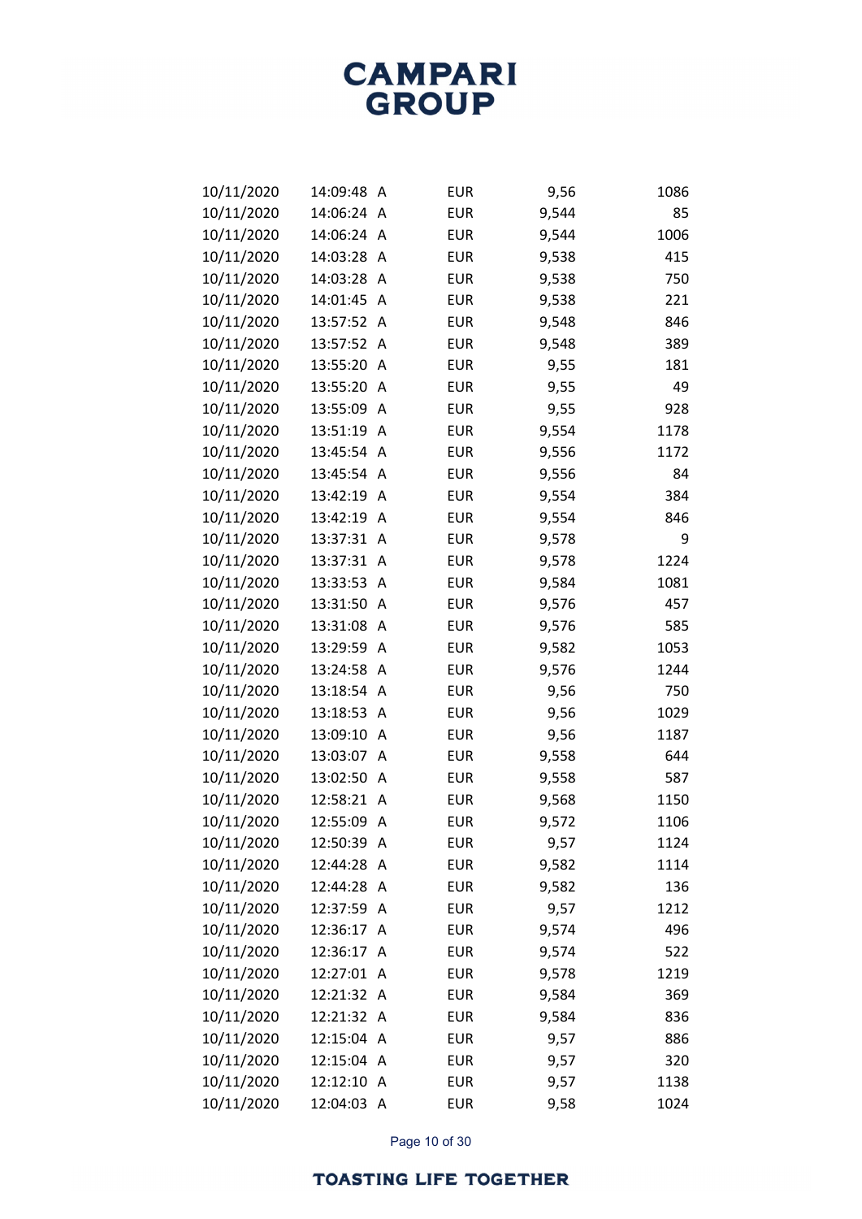| | | | | | |
|---|---|---|---|---|---|
| 10/11/2020 | 14:09:48 | A | EUR | 9,56 | 1086 |
| 10/11/2020 | 14:06:24 | A | EUR | 9,544 | 85 |
| 10/11/2020 | 14:06:24 | A | EUR | 9,544 | 1006 |
| 10/11/2020 | 14:03:28 | A | EUR | 9,538 | 415 |
| 10/11/2020 | 14:03:28 | A | EUR | 9,538 | 750 |
| 10/11/2020 | 14:01:45 | A | EUR | 9,538 | 221 |
| 10/11/2020 | 13:57:52 | A | EUR | 9,548 | 846 |
| 10/11/2020 | 13:57:52 | A | EUR | 9,548 | 389 |
| 10/11/2020 | 13:55:20 | A | EUR | 9,55 | 181 |
| 10/11/2020 | 13:55:20 | A | EUR | 9,55 | 49 |
| 10/11/2020 | 13:55:09 | A | EUR | 9,55 | 928 |
| 10/11/2020 | 13:51:19 | A | EUR | 9,554 | 1178 |
| 10/11/2020 | 13:45:54 | A | EUR | 9,556 | 1172 |
| 10/11/2020 | 13:45:54 | A | EUR | 9,556 | 84 |
| 10/11/2020 | 13:42:19 | A | EUR | 9,554 | 384 |
| 10/11/2020 | 13:42:19 | A | EUR | 9,554 | 846 |
| 10/11/2020 | 13:37:31 | A | EUR | 9,578 | 9 |
| 10/11/2020 | 13:37:31 | A | EUR | 9,578 | 1224 |
| 10/11/2020 | 13:33:53 | A | EUR | 9,584 | 1081 |
| 10/11/2020 | 13:31:50 | A | EUR | 9,576 | 457 |
| 10/11/2020 | 13:31:08 | A | EUR | 9,576 | 585 |
| 10/11/2020 | 13:29:59 | A | EUR | 9,582 | 1053 |
| 10/11/2020 | 13:24:58 | A | EUR | 9,576 | 1244 |
| 10/11/2020 | 13:18:54 | A | EUR | 9,56 | 750 |
| 10/11/2020 | 13:18:53 | A | EUR | 9,56 | 1029 |
| 10/11/2020 | 13:09:10 | A | EUR | 9,56 | 1187 |
| 10/11/2020 | 13:03:07 | A | EUR | 9,558 | 644 |
| 10/11/2020 | 13:02:50 | A | EUR | 9,558 | 587 |
| 10/11/2020 | 12:58:21 | A | EUR | 9,568 | 1150 |
| 10/11/2020 | 12:55:09 | A | EUR | 9,572 | 1106 |
| 10/11/2020 | 12:50:39 | A | EUR | 9,57 | 1124 |
| 10/11/2020 | 12:44:28 | A | EUR | 9,582 | 1114 |
| 10/11/2020 | 12:44:28 | A | EUR | 9,582 | 136 |
| 10/11/2020 | 12:37:59 | A | EUR | 9,57 | 1212 |
| 10/11/2020 | 12:36:17 | A | EUR | 9,574 | 496 |
| 10/11/2020 | 12:36:17 | A | EUR | 9,574 | 522 |
| 10/11/2020 | 12:27:01 | A | EUR | 9,578 | 1219 |
| 10/11/2020 | 12:21:32 | A | EUR | 9,584 | 369 |
| 10/11/2020 | 12:21:32 | A | EUR | 9,584 | 836 |
| 10/11/2020 | 12:15:04 | A | EUR | 9,57 | 886 |
| 10/11/2020 | 12:15:04 | A | EUR | 9,57 | 320 |
| 10/11/2020 | 12:12:10 | A | EUR | 9,57 | 1138 |
| 10/11/2020 | 12:04:03 | A | EUR | 9,58 | 1024 |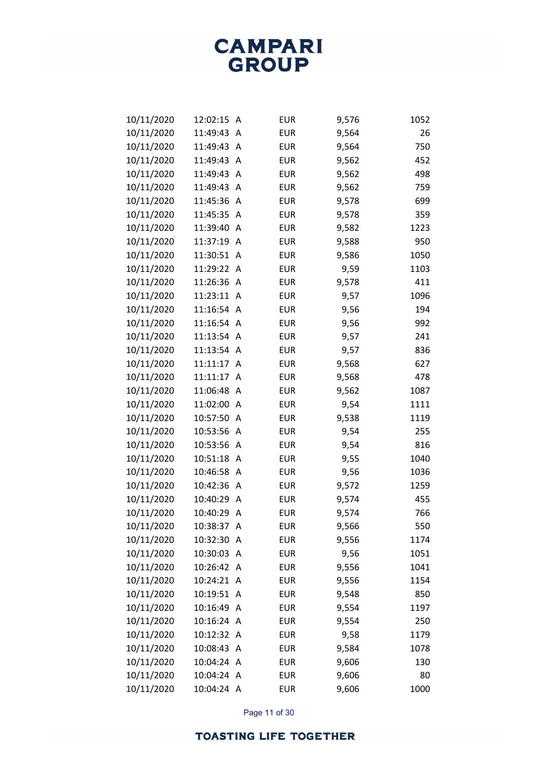| | | | | | |
|---|---|---|---|---|---|
| 10/11/2020 | 12:02:15 | A | EUR | 9,576 | 1052 |
| 10/11/2020 | 11:49:43 | A | EUR | 9,564 | 26 |
| 10/11/2020 | 11:49:43 | A | EUR | 9,564 | 750 |
| 10/11/2020 | 11:49:43 | A | EUR | 9,562 | 452 |
| 10/11/2020 | 11:49:43 | A | EUR | 9,562 | 498 |
| 10/11/2020 | 11:49:43 | A | EUR | 9,562 | 759 |
| 10/11/2020 | 11:45:36 | A | EUR | 9,578 | 699 |
| 10/11/2020 | 11:45:35 | A | EUR | 9,578 | 359 |
| 10/11/2020 | 11:39:40 | A | EUR | 9,582 | 1223 |
| 10/11/2020 | 11:37:19 | A | EUR | 9,588 | 950 |
| 10/11/2020 | 11:30:51 | A | EUR | 9,586 | 1050 |
| 10/11/2020 | 11:29:22 | A | EUR | 9,59 | 1103 |
| 10/11/2020 | 11:26:36 | A | EUR | 9,578 | 411 |
| 10/11/2020 | 11:23:11 | A | EUR | 9,57 | 1096 |
| 10/11/2020 | 11:16:54 | A | EUR | 9,56 | 194 |
| 10/11/2020 | 11:16:54 | A | EUR | 9,56 | 992 |
| 10/11/2020 | 11:13:54 | A | EUR | 9,57 | 241 |
| 10/11/2020 | 11:13:54 | A | EUR | 9,57 | 836 |
| 10/11/2020 | 11:11:17 | A | EUR | 9,568 | 627 |
| 10/11/2020 | 11:11:17 | A | EUR | 9,568 | 478 |
| 10/11/2020 | 11:06:48 | A | EUR | 9,562 | 1087 |
| 10/11/2020 | 11:02:00 | A | EUR | 9,54 | 1111 |
| 10/11/2020 | 10:57:50 | A | EUR | 9,538 | 1119 |
| 10/11/2020 | 10:53:56 | A | EUR | 9,54 | 255 |
| 10/11/2020 | 10:53:56 | A | EUR | 9,54 | 816 |
| 10/11/2020 | 10:51:18 | A | EUR | 9,55 | 1040 |
| 10/11/2020 | 10:46:58 | A | EUR | 9,56 | 1036 |
| 10/11/2020 | 10:42:36 | A | EUR | 9,572 | 1259 |
| 10/11/2020 | 10:40:29 | A | EUR | 9,574 | 455 |
| 10/11/2020 | 10:40:29 | A | EUR | 9,574 | 766 |
| 10/11/2020 | 10:38:37 | A | EUR | 9,566 | 550 |
| 10/11/2020 | 10:32:30 | A | EUR | 9,556 | 1174 |
| 10/11/2020 | 10:30:03 | A | EUR | 9,56 | 1051 |
| 10/11/2020 | 10:26:42 | A | EUR | 9,556 | 1041 |
| 10/11/2020 | 10:24:21 | A | EUR | 9,556 | 1154 |
| 10/11/2020 | 10:19:51 | A | EUR | 9,548 | 850 |
| 10/11/2020 | 10:16:49 | A | EUR | 9,554 | 1197 |
| 10/11/2020 | 10:16:24 | A | EUR | 9,554 | 250 |
| 10/11/2020 | 10:12:32 | A | EUR | 9,58 | 1179 |
| 10/11/2020 | 10:08:43 | A | EUR | 9,584 | 1078 |
| 10/11/2020 | 10:04:24 | A | EUR | 9,606 | 130 |
| 10/11/2020 | 10:04:24 | A | EUR | 9,606 | 80 |
| 10/11/2020 | 10:04:24 | A | EUR | 9,606 | 1000 |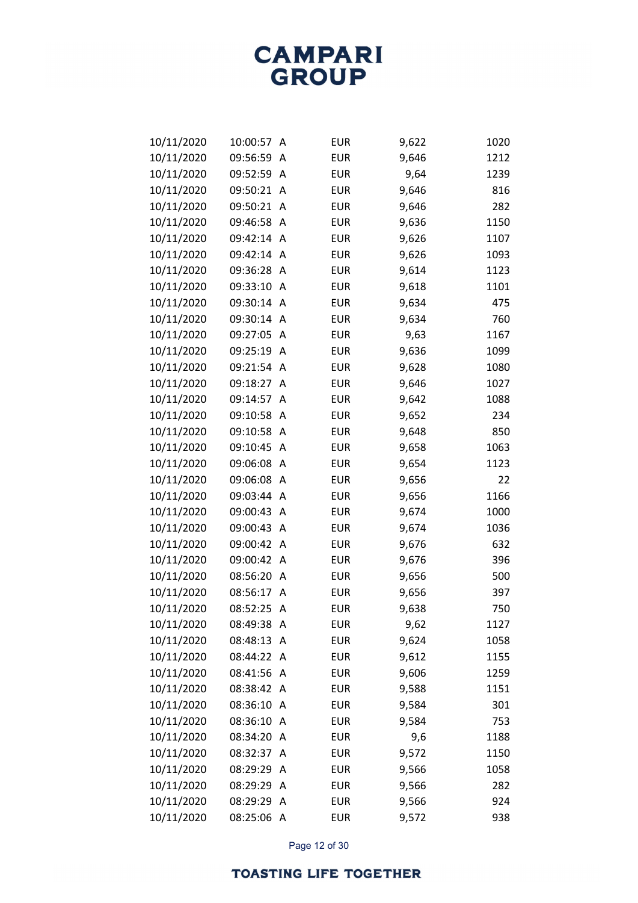| | | | | |
|---|---|---|---|---|
| 10/11/2020 | 10:00:57 | A | EUR | 9,622 | 1020 |
| 10/11/2020 | 09:56:59 | A | EUR | 9,646 | 1212 |
| 10/11/2020 | 09:52:59 | A | EUR | 9,64 | 1239 |
| 10/11/2020 | 09:50:21 | A | EUR | 9,646 | 816 |
| 10/11/2020 | 09:50:21 | A | EUR | 9,646 | 282 |
| 10/11/2020 | 09:46:58 | A | EUR | 9,636 | 1150 |
| 10/11/2020 | 09:42:14 | A | EUR | 9,626 | 1107 |
| 10/11/2020 | 09:42:14 | A | EUR | 9,626 | 1093 |
| 10/11/2020 | 09:36:28 | A | EUR | 9,614 | 1123 |
| 10/11/2020 | 09:33:10 | A | EUR | 9,618 | 1101 |
| 10/11/2020 | 09:30:14 | A | EUR | 9,634 | 475 |
| 10/11/2020 | 09:30:14 | A | EUR | 9,634 | 760 |
| 10/11/2020 | 09:27:05 | A | EUR | 9,63 | 1167 |
| 10/11/2020 | 09:25:19 | A | EUR | 9,636 | 1099 |
| 10/11/2020 | 09:21:54 | A | EUR | 9,628 | 1080 |
| 10/11/2020 | 09:18:27 | A | EUR | 9,646 | 1027 |
| 10/11/2020 | 09:14:57 | A | EUR | 9,642 | 1088 |
| 10/11/2020 | 09:10:58 | A | EUR | 9,652 | 234 |
| 10/11/2020 | 09:10:58 | A | EUR | 9,648 | 850 |
| 10/11/2020 | 09:10:45 | A | EUR | 9,658 | 1063 |
| 10/11/2020 | 09:06:08 | A | EUR | 9,654 | 1123 |
| 10/11/2020 | 09:06:08 | A | EUR | 9,656 | 22 |
| 10/11/2020 | 09:03:44 | A | EUR | 9,656 | 1166 |
| 10/11/2020 | 09:00:43 | A | EUR | 9,674 | 1000 |
| 10/11/2020 | 09:00:43 | A | EUR | 9,674 | 1036 |
| 10/11/2020 | 09:00:42 | A | EUR | 9,676 | 632 |
| 10/11/2020 | 09:00:42 | A | EUR | 9,676 | 396 |
| 10/11/2020 | 08:56:20 | A | EUR | 9,656 | 500 |
| 10/11/2020 | 08:56:17 | A | EUR | 9,656 | 397 |
| 10/11/2020 | 08:52:25 | A | EUR | 9,638 | 750 |
| 10/11/2020 | 08:49:38 | A | EUR | 9,62 | 1127 |
| 10/11/2020 | 08:48:13 | A | EUR | 9,624 | 1058 |
| 10/11/2020 | 08:44:22 | A | EUR | 9,612 | 1155 |
| 10/11/2020 | 08:41:56 | A | EUR | 9,606 | 1259 |
| 10/11/2020 | 08:38:42 | A | EUR | 9,588 | 1151 |
| 10/11/2020 | 08:36:10 | A | EUR | 9,584 | 301 |
| 10/11/2020 | 08:36:10 | A | EUR | 9,584 | 753 |
| 10/11/2020 | 08:34:20 | A | EUR | 9,6 | 1188 |
| 10/11/2020 | 08:32:37 | A | EUR | 9,572 | 1150 |
| 10/11/2020 | 08:29:29 | A | EUR | 9,566 | 1058 |
| 10/11/2020 | 08:29:29 | A | EUR | 9,566 | 282 |
| 10/11/2020 | 08:29:29 | A | EUR | 9,566 | 924 |
| 10/11/2020 | 08:25:06 | A | EUR | 9,572 | 938 |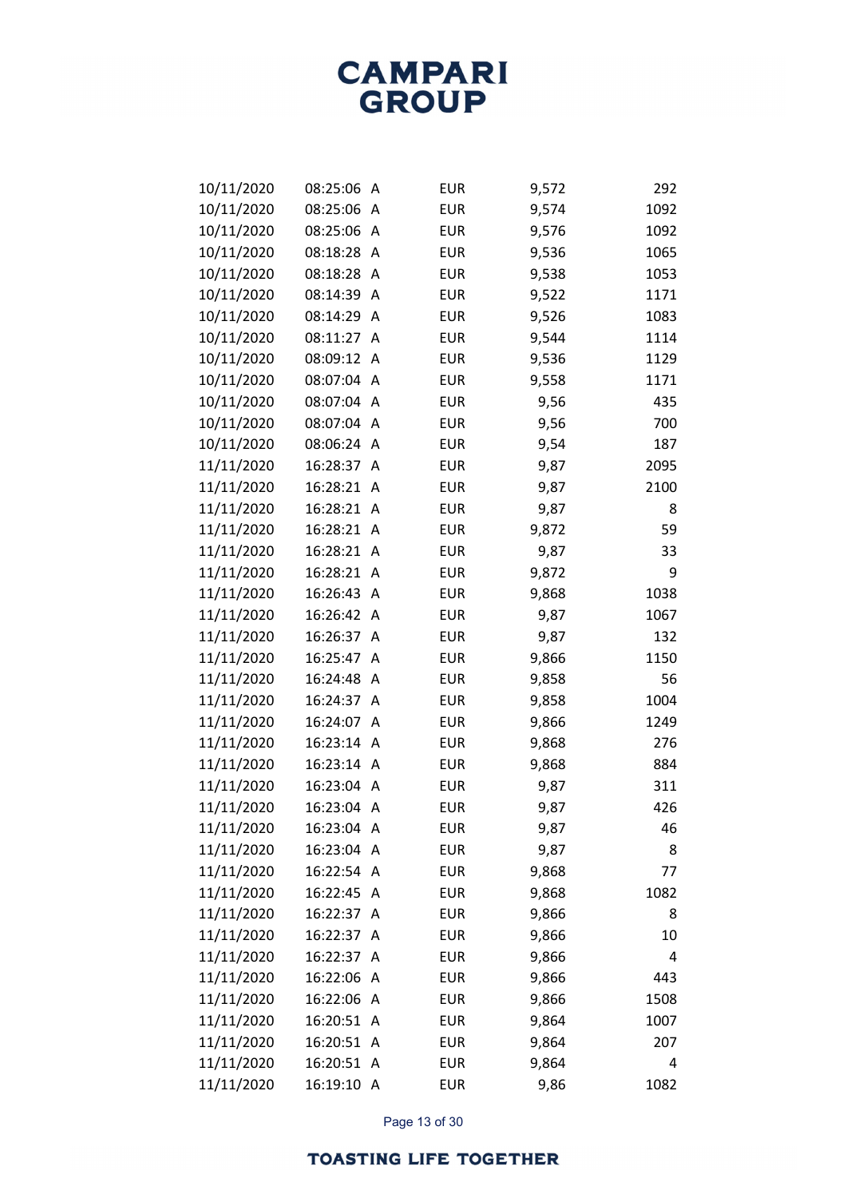| | | | | | |
|---|---|---|---|---|---|
| 10/11/2020 | 08:25:06 | A | EUR | 9,572 | 292 |
| 10/11/2020 | 08:25:06 | A | EUR | 9,574 | 1092 |
| 10/11/2020 | 08:25:06 | A | EUR | 9,576 | 1092 |
| 10/11/2020 | 08:18:28 | A | EUR | 9,536 | 1065 |
| 10/11/2020 | 08:18:28 | A | EUR | 9,538 | 1053 |
| 10/11/2020 | 08:14:39 | A | EUR | 9,522 | 1171 |
| 10/11/2020 | 08:14:29 | A | EUR | 9,526 | 1083 |
| 10/11/2020 | 08:11:27 | A | EUR | 9,544 | 1114 |
| 10/11/2020 | 08:09:12 | A | EUR | 9,536 | 1129 |
| 10/11/2020 | 08:07:04 | A | EUR | 9,558 | 1171 |
| 10/11/2020 | 08:07:04 | A | EUR | 9,56 | 435 |
| 10/11/2020 | 08:07:04 | A | EUR | 9,56 | 700 |
| 10/11/2020 | 08:06:24 | A | EUR | 9,54 | 187 |
| 11/11/2020 | 16:28:37 | A | EUR | 9,87 | 2095 |
| 11/11/2020 | 16:28:21 | A | EUR | 9,87 | 2100 |
| 11/11/2020 | 16:28:21 | A | EUR | 9,87 | 8 |
| 11/11/2020 | 16:28:21 | A | EUR | 9,872 | 59 |
| 11/11/2020 | 16:28:21 | A | EUR | 9,87 | 33 |
| 11/11/2020 | 16:28:21 | A | EUR | 9,872 | 9 |
| 11/11/2020 | 16:26:43 | A | EUR | 9,868 | 1038 |
| 11/11/2020 | 16:26:42 | A | EUR | 9,87 | 1067 |
| 11/11/2020 | 16:26:37 | A | EUR | 9,87 | 132 |
| 11/11/2020 | 16:25:47 | A | EUR | 9,866 | 1150 |
| 11/11/2020 | 16:24:48 | A | EUR | 9,858 | 56 |
| 11/11/2020 | 16:24:37 | A | EUR | 9,858 | 1004 |
| 11/11/2020 | 16:24:07 | A | EUR | 9,866 | 1249 |
| 11/11/2020 | 16:23:14 | A | EUR | 9,868 | 276 |
| 11/11/2020 | 16:23:14 | A | EUR | 9,868 | 884 |
| 11/11/2020 | 16:23:04 | A | EUR | 9,87 | 311 |
| 11/11/2020 | 16:23:04 | A | EUR | 9,87 | 426 |
| 11/11/2020 | 16:23:04 | A | EUR | 9,87 | 46 |
| 11/11/2020 | 16:23:04 | A | EUR | 9,87 | 8 |
| 11/11/2020 | 16:22:54 | A | EUR | 9,868 | 77 |
| 11/11/2020 | 16:22:45 | A | EUR | 9,868 | 1082 |
| 11/11/2020 | 16:22:37 | A | EUR | 9,866 | 8 |
| 11/11/2020 | 16:22:37 | A | EUR | 9,866 | 10 |
| 11/11/2020 | 16:22:37 | A | EUR | 9,866 | 4 |
| 11/11/2020 | 16:22:06 | A | EUR | 9,866 | 443 |
| 11/11/2020 | 16:22:06 | A | EUR | 9,866 | 1508 |
| 11/11/2020 | 16:20:51 | A | EUR | 9,864 | 1007 |
| 11/11/2020 | 16:20:51 | A | EUR | 9,864 | 207 |
| 11/11/2020 | 16:20:51 | A | EUR | 9,864 | 4 |
| 11/11/2020 | 16:19:10 | A | EUR | 9,86 | 1082 |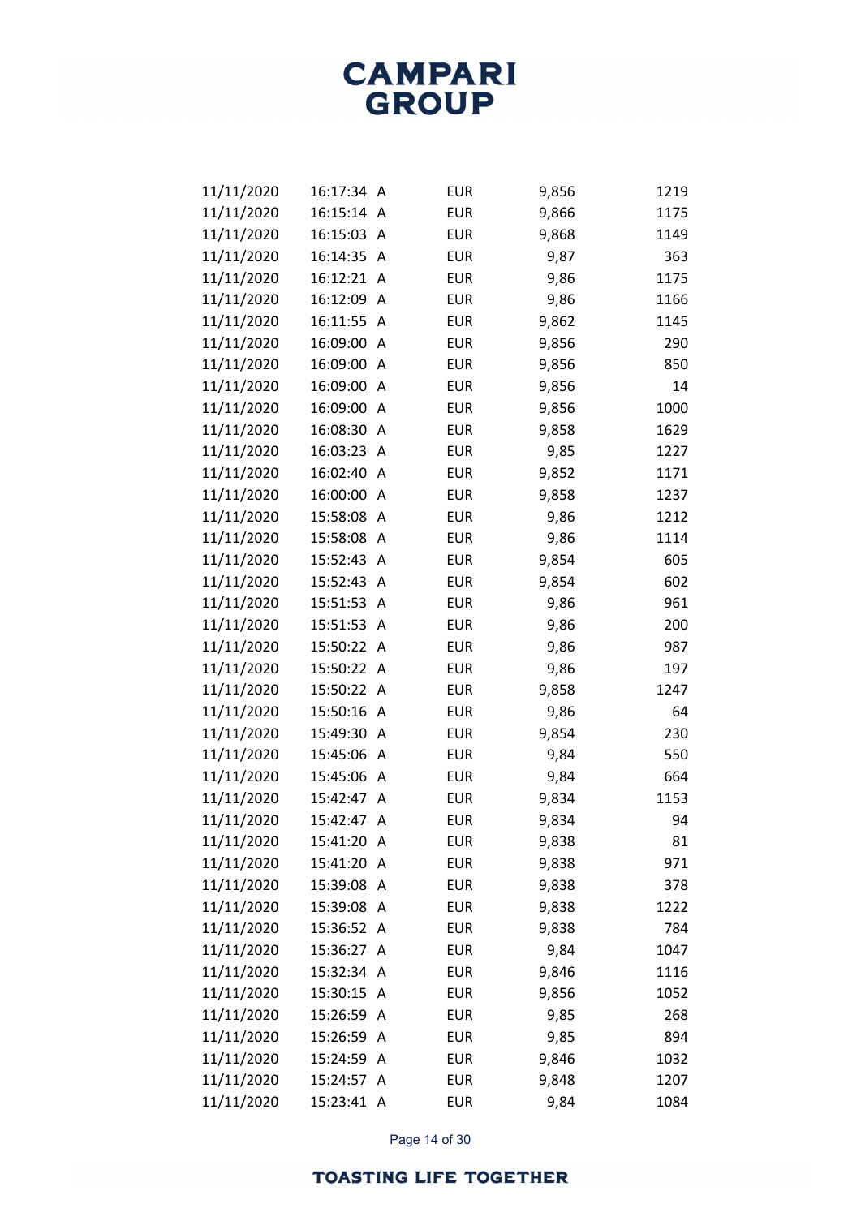| | | | | |
|---|---|---|---|---|
| 11/11/2020 | 16:17:34 A | EUR | 9,856 | 1219 |
| 11/11/2020 | 16:15:14 A | EUR | 9,866 | 1175 |
| 11/11/2020 | 16:15:03 A | EUR | 9,868 | 1149 |
| 11/11/2020 | 16:14:35 A | EUR | 9,87 | 363 |
| 11/11/2020 | 16:12:21 A | EUR | 9,86 | 1175 |
| 11/11/2020 | 16:12:09 A | EUR | 9,86 | 1166 |
| 11/11/2020 | 16:11:55 A | EUR | 9,862 | 1145 |
| 11/11/2020 | 16:09:00 A | EUR | 9,856 | 290 |
| 11/11/2020 | 16:09:00 A | EUR | 9,856 | 850 |
| 11/11/2020 | 16:09:00 A | EUR | 9,856 | 14 |
| 11/11/2020 | 16:09:00 A | EUR | 9,856 | 1000 |
| 11/11/2020 | 16:08:30 A | EUR | 9,858 | 1629 |
| 11/11/2020 | 16:03:23 A | EUR | 9,85 | 1227 |
| 11/11/2020 | 16:02:40 A | EUR | 9,852 | 1171 |
| 11/11/2020 | 16:00:00 A | EUR | 9,858 | 1237 |
| 11/11/2020 | 15:58:08 A | EUR | 9,86 | 1212 |
| 11/11/2020 | 15:58:08 A | EUR | 9,86 | 1114 |
| 11/11/2020 | 15:52:43 A | EUR | 9,854 | 605 |
| 11/11/2020 | 15:52:43 A | EUR | 9,854 | 602 |
| 11/11/2020 | 15:51:53 A | EUR | 9,86 | 961 |
| 11/11/2020 | 15:51:53 A | EUR | 9,86 | 200 |
| 11/11/2020 | 15:50:22 A | EUR | 9,86 | 987 |
| 11/11/2020 | 15:50:22 A | EUR | 9,86 | 197 |
| 11/11/2020 | 15:50:22 A | EUR | 9,858 | 1247 |
| 11/11/2020 | 15:50:16 A | EUR | 9,86 | 64 |
| 11/11/2020 | 15:49:30 A | EUR | 9,854 | 230 |
| 11/11/2020 | 15:45:06 A | EUR | 9,84 | 550 |
| 11/11/2020 | 15:45:06 A | EUR | 9,84 | 664 |
| 11/11/2020 | 15:42:47 A | EUR | 9,834 | 1153 |
| 11/11/2020 | 15:42:47 A | EUR | 9,834 | 94 |
| 11/11/2020 | 15:41:20 A | EUR | 9,838 | 81 |
| 11/11/2020 | 15:41:20 A | EUR | 9,838 | 971 |
| 11/11/2020 | 15:39:08 A | EUR | 9,838 | 378 |
| 11/11/2020 | 15:39:08 A | EUR | 9,838 | 1222 |
| 11/11/2020 | 15:36:52 A | EUR | 9,838 | 784 |
| 11/11/2020 | 15:36:27 A | EUR | 9,84 | 1047 |
| 11/11/2020 | 15:32:34 A | EUR | 9,846 | 1116 |
| 11/11/2020 | 15:30:15 A | EUR | 9,856 | 1052 |
| 11/11/2020 | 15:26:59 A | EUR | 9,85 | 268 |
| 11/11/2020 | 15:26:59 A | EUR | 9,85 | 894 |
| 11/11/2020 | 15:24:59 A | EUR | 9,846 | 1032 |
| 11/11/2020 | 15:24:57 A | EUR | 9,848 | 1207 |
| 11/11/2020 | 15:23:41 A | EUR | 9,84 | 1084 |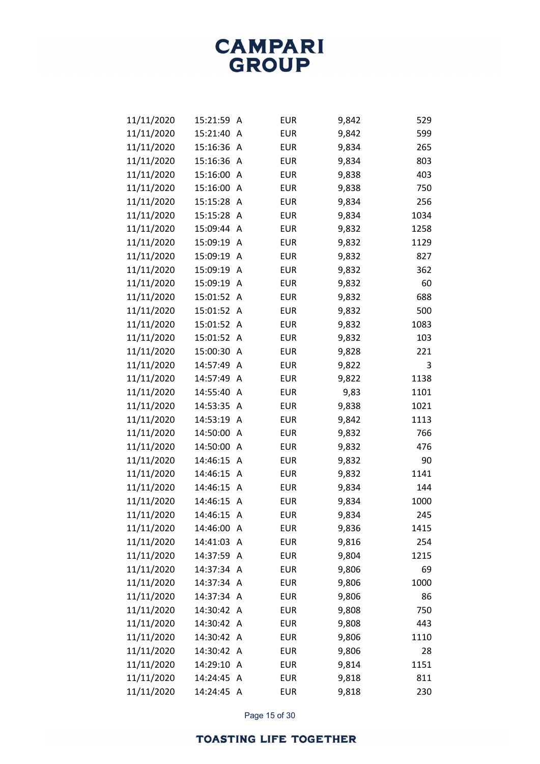| | | | | | |
|---|---|---|---|---|---|
| 11/11/2020 | 15:21:59 | A | EUR | 9,842 | 529 |
| 11/11/2020 | 15:21:40 | A | EUR | 9,842 | 599 |
| 11/11/2020 | 15:16:36 | A | EUR | 9,834 | 265 |
| 11/11/2020 | 15:16:36 | A | EUR | 9,834 | 803 |
| 11/11/2020 | 15:16:00 | A | EUR | 9,838 | 403 |
| 11/11/2020 | 15:16:00 | A | EUR | 9,838 | 750 |
| 11/11/2020 | 15:15:28 | A | EUR | 9,834 | 256 |
| 11/11/2020 | 15:15:28 | A | EUR | 9,834 | 1034 |
| 11/11/2020 | 15:09:44 | A | EUR | 9,832 | 1258 |
| 11/11/2020 | 15:09:19 | A | EUR | 9,832 | 1129 |
| 11/11/2020 | 15:09:19 | A | EUR | 9,832 | 827 |
| 11/11/2020 | 15:09:19 | A | EUR | 9,832 | 362 |
| 11/11/2020 | 15:09:19 | A | EUR | 9,832 | 60 |
| 11/11/2020 | 15:01:52 | A | EUR | 9,832 | 688 |
| 11/11/2020 | 15:01:52 | A | EUR | 9,832 | 500 |
| 11/11/2020 | 15:01:52 | A | EUR | 9,832 | 1083 |
| 11/11/2020 | 15:01:52 | A | EUR | 9,832 | 103 |
| 11/11/2020 | 15:00:30 | A | EUR | 9,828 | 221 |
| 11/11/2020 | 14:57:49 | A | EUR | 9,822 | 3 |
| 11/11/2020 | 14:57:49 | A | EUR | 9,822 | 1138 |
| 11/11/2020 | 14:55:40 | A | EUR | 9,83 | 1101 |
| 11/11/2020 | 14:53:35 | A | EUR | 9,838 | 1021 |
| 11/11/2020 | 14:53:19 | A | EUR | 9,842 | 1113 |
| 11/11/2020 | 14:50:00 | A | EUR | 9,832 | 766 |
| 11/11/2020 | 14:50:00 | A | EUR | 9,832 | 476 |
| 11/11/2020 | 14:46:15 | A | EUR | 9,832 | 90 |
| 11/11/2020 | 14:46:15 | A | EUR | 9,832 | 1141 |
| 11/11/2020 | 14:46:15 | A | EUR | 9,834 | 144 |
| 11/11/2020 | 14:46:15 | A | EUR | 9,834 | 1000 |
| 11/11/2020 | 14:46:15 | A | EUR | 9,834 | 245 |
| 11/11/2020 | 14:46:00 | A | EUR | 9,836 | 1415 |
| 11/11/2020 | 14:41:03 | A | EUR | 9,816 | 254 |
| 11/11/2020 | 14:37:59 | A | EUR | 9,804 | 1215 |
| 11/11/2020 | 14:37:34 | A | EUR | 9,806 | 69 |
| 11/11/2020 | 14:37:34 | A | EUR | 9,806 | 1000 |
| 11/11/2020 | 14:37:34 | A | EUR | 9,806 | 86 |
| 11/11/2020 | 14:30:42 | A | EUR | 9,808 | 750 |
| 11/11/2020 | 14:30:42 | A | EUR | 9,808 | 443 |
| 11/11/2020 | 14:30:42 | A | EUR | 9,806 | 1110 |
| 11/11/2020 | 14:30:42 | A | EUR | 9,806 | 28 |
| 11/11/2020 | 14:29:10 | A | EUR | 9,814 | 1151 |
| 11/11/2020 | 14:24:45 | A | EUR | 9,818 | 811 |
| 11/11/2020 | 14:24:45 | A | EUR | 9,818 | 230 |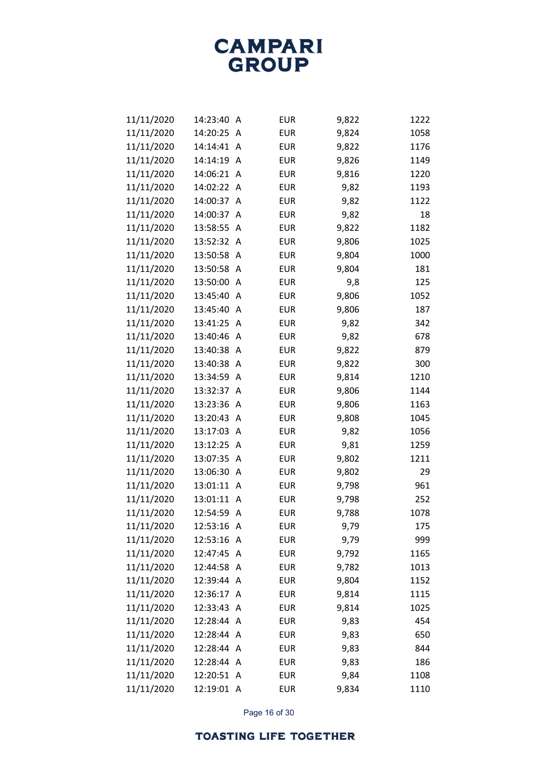| | | | | | |
|---|---|---|---|---|---|
| 11/11/2020 | 14:23:40 | A | EUR | 9,822 | 1222 |
| 11/11/2020 | 14:20:25 | A | EUR | 9,824 | 1058 |
| 11/11/2020 | 14:14:41 | A | EUR | 9,822 | 1176 |
| 11/11/2020 | 14:14:19 | A | EUR | 9,826 | 1149 |
| 11/11/2020 | 14:06:21 | A | EUR | 9,816 | 1220 |
| 11/11/2020 | 14:02:22 | A | EUR | 9,82 | 1193 |
| 11/11/2020 | 14:00:37 | A | EUR | 9,82 | 1122 |
| 11/11/2020 | 14:00:37 | A | EUR | 9,82 | 18 |
| 11/11/2020 | 13:58:55 | A | EUR | 9,822 | 1182 |
| 11/11/2020 | 13:52:32 | A | EUR | 9,806 | 1025 |
| 11/11/2020 | 13:50:58 | A | EUR | 9,804 | 1000 |
| 11/11/2020 | 13:50:58 | A | EUR | 9,804 | 181 |
| 11/11/2020 | 13:50:00 | A | EUR | 9,8 | 125 |
| 11/11/2020 | 13:45:40 | A | EUR | 9,806 | 1052 |
| 11/11/2020 | 13:45:40 | A | EUR | 9,806 | 187 |
| 11/11/2020 | 13:41:25 | A | EUR | 9,82 | 342 |
| 11/11/2020 | 13:40:46 | A | EUR | 9,82 | 678 |
| 11/11/2020 | 13:40:38 | A | EUR | 9,822 | 879 |
| 11/11/2020 | 13:40:38 | A | EUR | 9,822 | 300 |
| 11/11/2020 | 13:34:59 | A | EUR | 9,814 | 1210 |
| 11/11/2020 | 13:32:37 | A | EUR | 9,806 | 1144 |
| 11/11/2020 | 13:23:36 | A | EUR | 9,806 | 1163 |
| 11/11/2020 | 13:20:43 | A | EUR | 9,808 | 1045 |
| 11/11/2020 | 13:17:03 | A | EUR | 9,82 | 1056 |
| 11/11/2020 | 13:12:25 | A | EUR | 9,81 | 1259 |
| 11/11/2020 | 13:07:35 | A | EUR | 9,802 | 1211 |
| 11/11/2020 | 13:06:30 | A | EUR | 9,802 | 29 |
| 11/11/2020 | 13:01:11 | A | EUR | 9,798 | 961 |
| 11/11/2020 | 13:01:11 | A | EUR | 9,798 | 252 |
| 11/11/2020 | 12:54:59 | A | EUR | 9,788 | 1078 |
| 11/11/2020 | 12:53:16 | A | EUR | 9,79 | 175 |
| 11/11/2020 | 12:53:16 | A | EUR | 9,79 | 999 |
| 11/11/2020 | 12:47:45 | A | EUR | 9,792 | 1165 |
| 11/11/2020 | 12:44:58 | A | EUR | 9,782 | 1013 |
| 11/11/2020 | 12:39:44 | A | EUR | 9,804 | 1152 |
| 11/11/2020 | 12:36:17 | A | EUR | 9,814 | 1115 |
| 11/11/2020 | 12:33:43 | A | EUR | 9,814 | 1025 |
| 11/11/2020 | 12:28:44 | A | EUR | 9,83 | 454 |
| 11/11/2020 | 12:28:44 | A | EUR | 9,83 | 650 |
| 11/11/2020 | 12:28:44 | A | EUR | 9,83 | 844 |
| 11/11/2020 | 12:28:44 | A | EUR | 9,83 | 186 |
| 11/11/2020 | 12:20:51 | A | EUR | 9,84 | 1108 |
| 11/11/2020 | 12:19:01 | A | EUR | 9,834 | 1110 |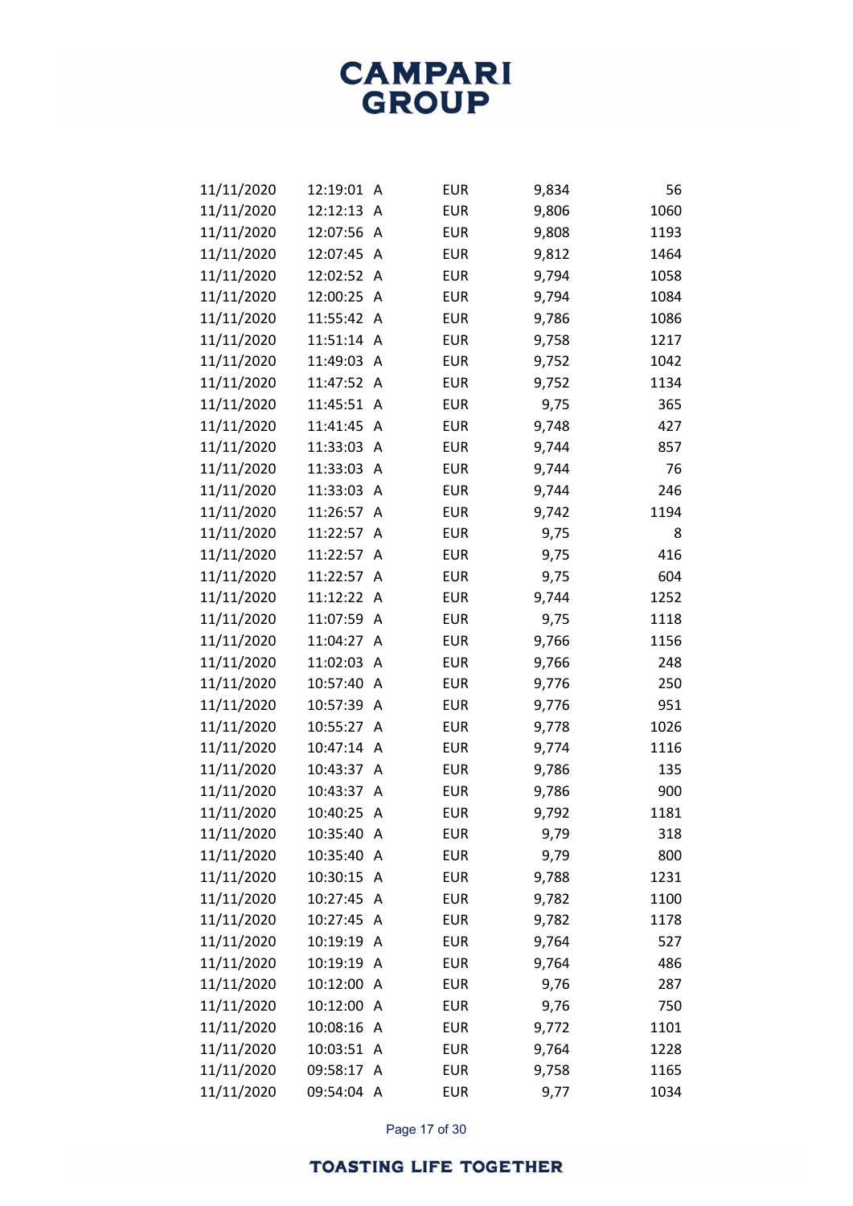| | | | | | |
|---|---|---|---|---|---|
| 11/11/2020 | 12:19:01 | A | EUR | 9,834 | 56 |
| 11/11/2020 | 12:12:13 | A | EUR | 9,806 | 1060 |
| 11/11/2020 | 12:07:56 | A | EUR | 9,808 | 1193 |
| 11/11/2020 | 12:07:45 | A | EUR | 9,812 | 1464 |
| 11/11/2020 | 12:02:52 | A | EUR | 9,794 | 1058 |
| 11/11/2020 | 12:00:25 | A | EUR | 9,794 | 1084 |
| 11/11/2020 | 11:55:42 | A | EUR | 9,786 | 1086 |
| 11/11/2020 | 11:51:14 | A | EUR | 9,758 | 1217 |
| 11/11/2020 | 11:49:03 | A | EUR | 9,752 | 1042 |
| 11/11/2020 | 11:47:52 | A | EUR | 9,752 | 1134 |
| 11/11/2020 | 11:45:51 | A | EUR | 9,75 | 365 |
| 11/11/2020 | 11:41:45 | A | EUR | 9,748 | 427 |
| 11/11/2020 | 11:33:03 | A | EUR | 9,744 | 857 |
| 11/11/2020 | 11:33:03 | A | EUR | 9,744 | 76 |
| 11/11/2020 | 11:33:03 | A | EUR | 9,744 | 246 |
| 11/11/2020 | 11:26:57 | A | EUR | 9,742 | 1194 |
| 11/11/2020 | 11:22:57 | A | EUR | 9,75 | 8 |
| 11/11/2020 | 11:22:57 | A | EUR | 9,75 | 416 |
| 11/11/2020 | 11:22:57 | A | EUR | 9,75 | 604 |
| 11/11/2020 | 11:12:22 | A | EUR | 9,744 | 1252 |
| 11/11/2020 | 11:07:59 | A | EUR | 9,75 | 1118 |
| 11/11/2020 | 11:04:27 | A | EUR | 9,766 | 1156 |
| 11/11/2020 | 11:02:03 | A | EUR | 9,766 | 248 |
| 11/11/2020 | 10:57:40 | A | EUR | 9,776 | 250 |
| 11/11/2020 | 10:57:39 | A | EUR | 9,776 | 951 |
| 11/11/2020 | 10:55:27 | A | EUR | 9,778 | 1026 |
| 11/11/2020 | 10:47:14 | A | EUR | 9,774 | 1116 |
| 11/11/2020 | 10:43:37 | A | EUR | 9,786 | 135 |
| 11/11/2020 | 10:43:37 | A | EUR | 9,786 | 900 |
| 11/11/2020 | 10:40:25 | A | EUR | 9,792 | 1181 |
| 11/11/2020 | 10:35:40 | A | EUR | 9,79 | 318 |
| 11/11/2020 | 10:35:40 | A | EUR | 9,79 | 800 |
| 11/11/2020 | 10:30:15 | A | EUR | 9,788 | 1231 |
| 11/11/2020 | 10:27:45 | A | EUR | 9,782 | 1100 |
| 11/11/2020 | 10:27:45 | A | EUR | 9,782 | 1178 |
| 11/11/2020 | 10:19:19 | A | EUR | 9,764 | 527 |
| 11/11/2020 | 10:19:19 | A | EUR | 9,764 | 486 |
| 11/11/2020 | 10:12:00 | A | EUR | 9,76 | 287 |
| 11/11/2020 | 10:12:00 | A | EUR | 9,76 | 750 |
| 11/11/2020 | 10:08:16 | A | EUR | 9,772 | 1101 |
| 11/11/2020 | 10:03:51 | A | EUR | 9,764 | 1228 |
| 11/11/2020 | 09:58:17 | A | EUR | 9,758 | 1165 |
| 11/11/2020 | 09:54:04 | A | EUR | 9,77 | 1034 |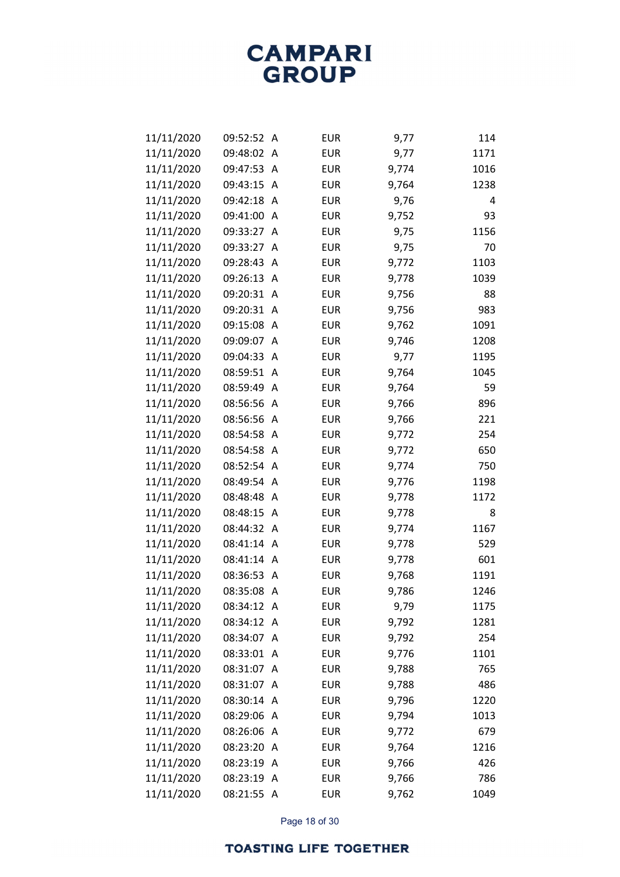| | | | | | |
|---|---|---|---|---|---|
| 11/11/2020 | 09:52:52 | A | EUR | 9,77 | 114 |
| 11/11/2020 | 09:48:02 | A | EUR | 9,77 | 1171 |
| 11/11/2020 | 09:47:53 | A | EUR | 9,774 | 1016 |
| 11/11/2020 | 09:43:15 | A | EUR | 9,764 | 1238 |
| 11/11/2020 | 09:42:18 | A | EUR | 9,76 | 4 |
| 11/11/2020 | 09:41:00 | A | EUR | 9,752 | 93 |
| 11/11/2020 | 09:33:27 | A | EUR | 9,75 | 1156 |
| 11/11/2020 | 09:33:27 | A | EUR | 9,75 | 70 |
| 11/11/2020 | 09:28:43 | A | EUR | 9,772 | 1103 |
| 11/11/2020 | 09:26:13 | A | EUR | 9,778 | 1039 |
| 11/11/2020 | 09:20:31 | A | EUR | 9,756 | 88 |
| 11/11/2020 | 09:20:31 | A | EUR | 9,756 | 983 |
| 11/11/2020 | 09:15:08 | A | EUR | 9,762 | 1091 |
| 11/11/2020 | 09:09:07 | A | EUR | 9,746 | 1208 |
| 11/11/2020 | 09:04:33 | A | EUR | 9,77 | 1195 |
| 11/11/2020 | 08:59:51 | A | EUR | 9,764 | 1045 |
| 11/11/2020 | 08:59:49 | A | EUR | 9,764 | 59 |
| 11/11/2020 | 08:56:56 | A | EUR | 9,766 | 896 |
| 11/11/2020 | 08:56:56 | A | EUR | 9,766 | 221 |
| 11/11/2020 | 08:54:58 | A | EUR | 9,772 | 254 |
| 11/11/2020 | 08:54:58 | A | EUR | 9,772 | 650 |
| 11/11/2020 | 08:52:54 | A | EUR | 9,774 | 750 |
| 11/11/2020 | 08:49:54 | A | EUR | 9,776 | 1198 |
| 11/11/2020 | 08:48:48 | A | EUR | 9,778 | 1172 |
| 11/11/2020 | 08:48:15 | A | EUR | 9,778 | 8 |
| 11/11/2020 | 08:44:32 | A | EUR | 9,774 | 1167 |
| 11/11/2020 | 08:41:14 | A | EUR | 9,778 | 529 |
| 11/11/2020 | 08:41:14 | A | EUR | 9,778 | 601 |
| 11/11/2020 | 08:36:53 | A | EUR | 9,768 | 1191 |
| 11/11/2020 | 08:35:08 | A | EUR | 9,786 | 1246 |
| 11/11/2020 | 08:34:12 | A | EUR | 9,79 | 1175 |
| 11/11/2020 | 08:34:12 | A | EUR | 9,792 | 1281 |
| 11/11/2020 | 08:34:07 | A | EUR | 9,792 | 254 |
| 11/11/2020 | 08:33:01 | A | EUR | 9,776 | 1101 |
| 11/11/2020 | 08:31:07 | A | EUR | 9,788 | 765 |
| 11/11/2020 | 08:31:07 | A | EUR | 9,788 | 486 |
| 11/11/2020 | 08:30:14 | A | EUR | 9,796 | 1220 |
| 11/11/2020 | 08:29:06 | A | EUR | 9,794 | 1013 |
| 11/11/2020 | 08:26:06 | A | EUR | 9,772 | 679 |
| 11/11/2020 | 08:23:20 | A | EUR | 9,764 | 1216 |
| 11/11/2020 | 08:23:19 | A | EUR | 9,766 | 426 |
| 11/11/2020 | 08:23:19 | A | EUR | 9,766 | 786 |
| 11/11/2020 | 08:21:55 | A | EUR | 9,762 | 1049 |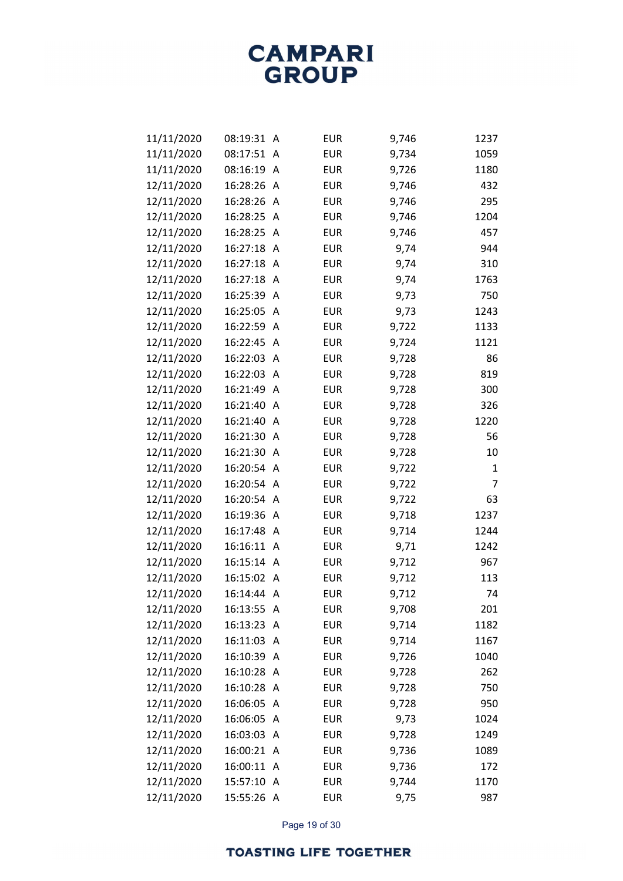| | | | | | |
|---|---|---|---|---|---|
| 11/11/2020 | 08:19:31 | A | EUR | 9,746 | 1237 |
| 11/11/2020 | 08:17:51 | A | EUR | 9,734 | 1059 |
| 11/11/2020 | 08:16:19 | A | EUR | 9,726 | 1180 |
| 12/11/2020 | 16:28:26 | A | EUR | 9,746 | 432 |
| 12/11/2020 | 16:28:26 | A | EUR | 9,746 | 295 |
| 12/11/2020 | 16:28:25 | A | EUR | 9,746 | 1204 |
| 12/11/2020 | 16:28:25 | A | EUR | 9,746 | 457 |
| 12/11/2020 | 16:27:18 | A | EUR | 9,74 | 944 |
| 12/11/2020 | 16:27:18 | A | EUR | 9,74 | 310 |
| 12/11/2020 | 16:27:18 | A | EUR | 9,74 | 1763 |
| 12/11/2020 | 16:25:39 | A | EUR | 9,73 | 750 |
| 12/11/2020 | 16:25:05 | A | EUR | 9,73 | 1243 |
| 12/11/2020 | 16:22:59 | A | EUR | 9,722 | 1133 |
| 12/11/2020 | 16:22:45 | A | EUR | 9,724 | 1121 |
| 12/11/2020 | 16:22:03 | A | EUR | 9,728 | 86 |
| 12/11/2020 | 16:22:03 | A | EUR | 9,728 | 819 |
| 12/11/2020 | 16:21:49 | A | EUR | 9,728 | 300 |
| 12/11/2020 | 16:21:40 | A | EUR | 9,728 | 326 |
| 12/11/2020 | 16:21:40 | A | EUR | 9,728 | 1220 |
| 12/11/2020 | 16:21:30 | A | EUR | 9,728 | 56 |
| 12/11/2020 | 16:21:30 | A | EUR | 9,728 | 10 |
| 12/11/2020 | 16:20:54 | A | EUR | 9,722 | 1 |
| 12/11/2020 | 16:20:54 | A | EUR | 9,722 | 7 |
| 12/11/2020 | 16:20:54 | A | EUR | 9,722 | 63 |
| 12/11/2020 | 16:19:36 | A | EUR | 9,718 | 1237 |
| 12/11/2020 | 16:17:48 | A | EUR | 9,714 | 1244 |
| 12/11/2020 | 16:16:11 | A | EUR | 9,71 | 1242 |
| 12/11/2020 | 16:15:14 | A | EUR | 9,712 | 967 |
| 12/11/2020 | 16:15:02 | A | EUR | 9,712 | 113 |
| 12/11/2020 | 16:14:44 | A | EUR | 9,712 | 74 |
| 12/11/2020 | 16:13:55 | A | EUR | 9,708 | 201 |
| 12/11/2020 | 16:13:23 | A | EUR | 9,714 | 1182 |
| 12/11/2020 | 16:11:03 | A | EUR | 9,714 | 1167 |
| 12/11/2020 | 16:10:39 | A | EUR | 9,726 | 1040 |
| 12/11/2020 | 16:10:28 | A | EUR | 9,728 | 262 |
| 12/11/2020 | 16:10:28 | A | EUR | 9,728 | 750 |
| 12/11/2020 | 16:06:05 | A | EUR | 9,728 | 950 |
| 12/11/2020 | 16:06:05 | A | EUR | 9,73 | 1024 |
| 12/11/2020 | 16:03:03 | A | EUR | 9,728 | 1249 |
| 12/11/2020 | 16:00:21 | A | EUR | 9,736 | 1089 |
| 12/11/2020 | 16:00:11 | A | EUR | 9,736 | 172 |
| 12/11/2020 | 15:57:10 | A | EUR | 9,744 | 1170 |
| 12/11/2020 | 15:55:26 | A | EUR | 9,75 | 987 |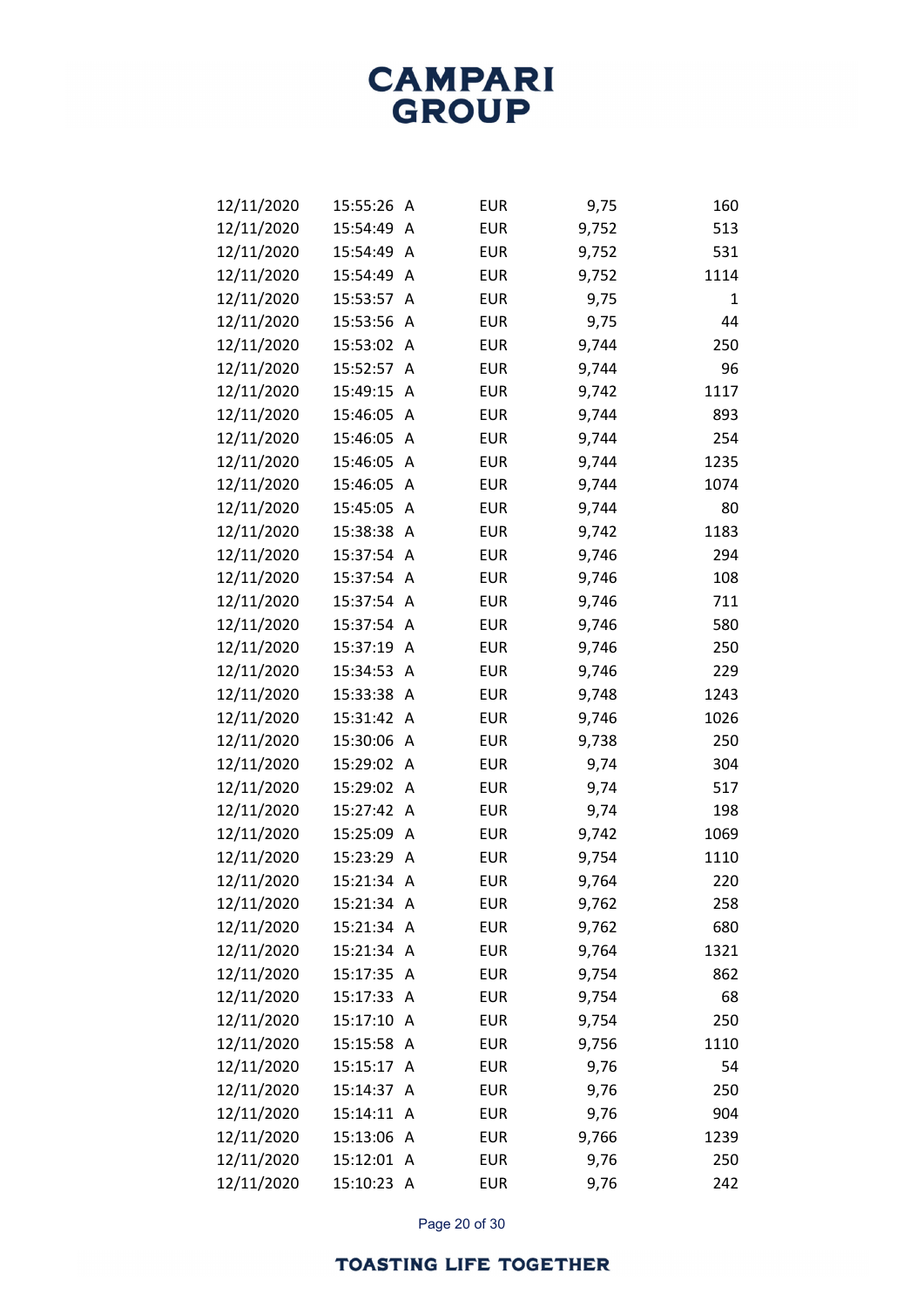| | | | | | |
|---|---|---|---|---|---|
| 12/11/2020 | 15:55:26 | A | EUR | 9,75 | 160 |
| 12/11/2020 | 15:54:49 | A | EUR | 9,752 | 513 |
| 12/11/2020 | 15:54:49 | A | EUR | 9,752 | 531 |
| 12/11/2020 | 15:54:49 | A | EUR | 9,752 | 1114 |
| 12/11/2020 | 15:53:57 | A | EUR | 9,75 | 1 |
| 12/11/2020 | 15:53:56 | A | EUR | 9,75 | 44 |
| 12/11/2020 | 15:53:02 | A | EUR | 9,744 | 250 |
| 12/11/2020 | 15:52:57 | A | EUR | 9,744 | 96 |
| 12/11/2020 | 15:49:15 | A | EUR | 9,742 | 1117 |
| 12/11/2020 | 15:46:05 | A | EUR | 9,744 | 893 |
| 12/11/2020 | 15:46:05 | A | EUR | 9,744 | 254 |
| 12/11/2020 | 15:46:05 | A | EUR | 9,744 | 1235 |
| 12/11/2020 | 15:46:05 | A | EUR | 9,744 | 1074 |
| 12/11/2020 | 15:45:05 | A | EUR | 9,744 | 80 |
| 12/11/2020 | 15:38:38 | A | EUR | 9,742 | 1183 |
| 12/11/2020 | 15:37:54 | A | EUR | 9,746 | 294 |
| 12/11/2020 | 15:37:54 | A | EUR | 9,746 | 108 |
| 12/11/2020 | 15:37:54 | A | EUR | 9,746 | 711 |
| 12/11/2020 | 15:37:54 | A | EUR | 9,746 | 580 |
| 12/11/2020 | 15:37:19 | A | EUR | 9,746 | 250 |
| 12/11/2020 | 15:34:53 | A | EUR | 9,746 | 229 |
| 12/11/2020 | 15:33:38 | A | EUR | 9,748 | 1243 |
| 12/11/2020 | 15:31:42 | A | EUR | 9,746 | 1026 |
| 12/11/2020 | 15:30:06 | A | EUR | 9,738 | 250 |
| 12/11/2020 | 15:29:02 | A | EUR | 9,74 | 304 |
| 12/11/2020 | 15:29:02 | A | EUR | 9,74 | 517 |
| 12/11/2020 | 15:27:42 | A | EUR | 9,74 | 198 |
| 12/11/2020 | 15:25:09 | A | EUR | 9,742 | 1069 |
| 12/11/2020 | 15:23:29 | A | EUR | 9,754 | 1110 |
| 12/11/2020 | 15:21:34 | A | EUR | 9,764 | 220 |
| 12/11/2020 | 15:21:34 | A | EUR | 9,762 | 258 |
| 12/11/2020 | 15:21:34 | A | EUR | 9,762 | 680 |
| 12/11/2020 | 15:21:34 | A | EUR | 9,764 | 1321 |
| 12/11/2020 | 15:17:35 | A | EUR | 9,754 | 862 |
| 12/11/2020 | 15:17:33 | A | EUR | 9,754 | 68 |
| 12/11/2020 | 15:17:10 | A | EUR | 9,754 | 250 |
| 12/11/2020 | 15:15:58 | A | EUR | 9,756 | 1110 |
| 12/11/2020 | 15:15:17 | A | EUR | 9,76 | 54 |
| 12/11/2020 | 15:14:37 | A | EUR | 9,76 | 250 |
| 12/11/2020 | 15:14:11 | A | EUR | 9,76 | 904 |
| 12/11/2020 | 15:13:06 | A | EUR | 9,766 | 1239 |
| 12/11/2020 | 15:12:01 | A | EUR | 9,76 | 250 |
| 12/11/2020 | 15:10:23 | A | EUR | 9,76 | 242 |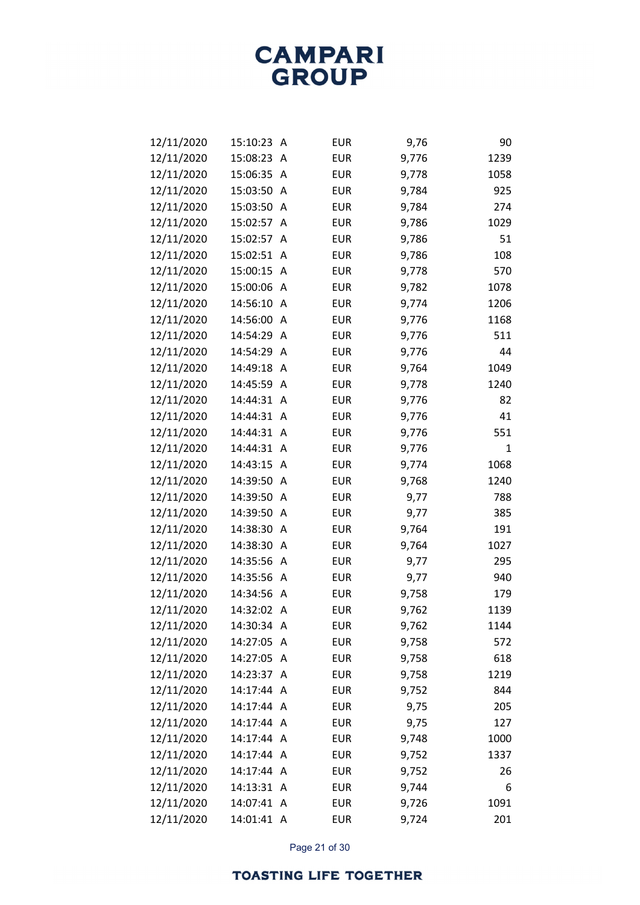| | | | | | |
|---|---|---|---|---|---|
| 12/11/2020 | 15:10:23 | A | EUR | 9,76 | 90 |
| 12/11/2020 | 15:08:23 | A | EUR | 9,776 | 1239 |
| 12/11/2020 | 15:06:35 | A | EUR | 9,778 | 1058 |
| 12/11/2020 | 15:03:50 | A | EUR | 9,784 | 925 |
| 12/11/2020 | 15:03:50 | A | EUR | 9,784 | 274 |
| 12/11/2020 | 15:02:57 | A | EUR | 9,786 | 1029 |
| 12/11/2020 | 15:02:57 | A | EUR | 9,786 | 51 |
| 12/11/2020 | 15:02:51 | A | EUR | 9,786 | 108 |
| 12/11/2020 | 15:00:15 | A | EUR | 9,778 | 570 |
| 12/11/2020 | 15:00:06 | A | EUR | 9,782 | 1078 |
| 12/11/2020 | 14:56:10 | A | EUR | 9,774 | 1206 |
| 12/11/2020 | 14:56:00 | A | EUR | 9,776 | 1168 |
| 12/11/2020 | 14:54:29 | A | EUR | 9,776 | 511 |
| 12/11/2020 | 14:54:29 | A | EUR | 9,776 | 44 |
| 12/11/2020 | 14:49:18 | A | EUR | 9,764 | 1049 |
| 12/11/2020 | 14:45:59 | A | EUR | 9,778 | 1240 |
| 12/11/2020 | 14:44:31 | A | EUR | 9,776 | 82 |
| 12/11/2020 | 14:44:31 | A | EUR | 9,776 | 41 |
| 12/11/2020 | 14:44:31 | A | EUR | 9,776 | 551 |
| 12/11/2020 | 14:44:31 | A | EUR | 9,776 | 1 |
| 12/11/2020 | 14:43:15 | A | EUR | 9,774 | 1068 |
| 12/11/2020 | 14:39:50 | A | EUR | 9,768 | 1240 |
| 12/11/2020 | 14:39:50 | A | EUR | 9,77 | 788 |
| 12/11/2020 | 14:39:50 | A | EUR | 9,77 | 385 |
| 12/11/2020 | 14:38:30 | A | EUR | 9,764 | 191 |
| 12/11/2020 | 14:38:30 | A | EUR | 9,764 | 1027 |
| 12/11/2020 | 14:35:56 | A | EUR | 9,77 | 295 |
| 12/11/2020 | 14:35:56 | A | EUR | 9,77 | 940 |
| 12/11/2020 | 14:34:56 | A | EUR | 9,758 | 179 |
| 12/11/2020 | 14:32:02 | A | EUR | 9,762 | 1139 |
| 12/11/2020 | 14:30:34 | A | EUR | 9,762 | 1144 |
| 12/11/2020 | 14:27:05 | A | EUR | 9,758 | 572 |
| 12/11/2020 | 14:27:05 | A | EUR | 9,758 | 618 |
| 12/11/2020 | 14:23:37 | A | EUR | 9,758 | 1219 |
| 12/11/2020 | 14:17:44 | A | EUR | 9,752 | 844 |
| 12/11/2020 | 14:17:44 | A | EUR | 9,75 | 205 |
| 12/11/2020 | 14:17:44 | A | EUR | 9,75 | 127 |
| 12/11/2020 | 14:17:44 | A | EUR | 9,748 | 1000 |
| 12/11/2020 | 14:17:44 | A | EUR | 9,752 | 1337 |
| 12/11/2020 | 14:17:44 | A | EUR | 9,752 | 26 |
| 12/11/2020 | 14:13:31 | A | EUR | 9,744 | 6 |
| 12/11/2020 | 14:07:41 | A | EUR | 9,726 | 1091 |
| 12/11/2020 | 14:01:41 | A | EUR | 9,724 | 201 |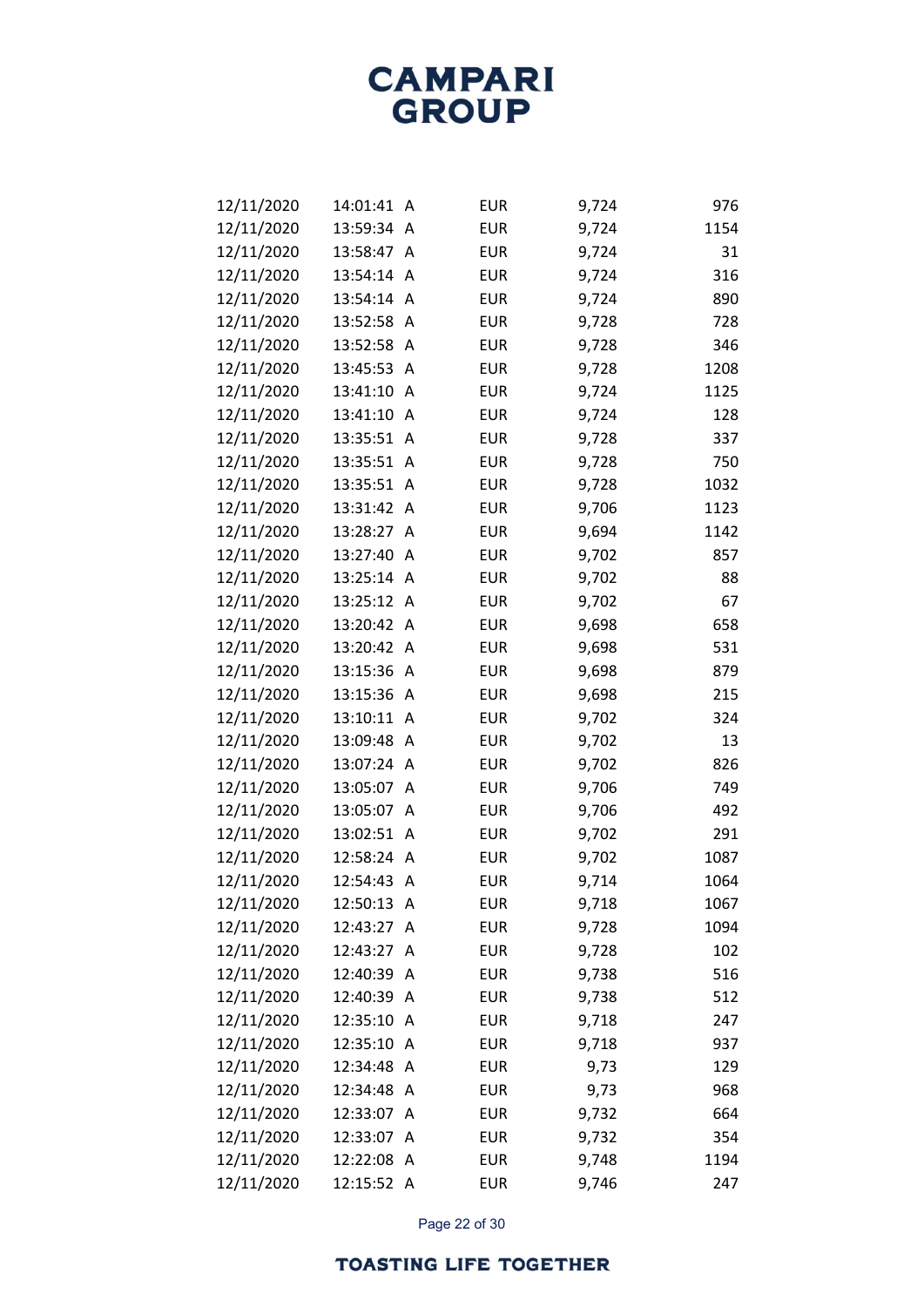| | | | | | |
|---|---|---|---|---|---|
| 12/11/2020 | 14:01:41 | A | EUR | 9,724 | 976 |
| 12/11/2020 | 13:59:34 | A | EUR | 9,724 | 1154 |
| 12/11/2020 | 13:58:47 | A | EUR | 9,724 | 31 |
| 12/11/2020 | 13:54:14 | A | EUR | 9,724 | 316 |
| 12/11/2020 | 13:54:14 | A | EUR | 9,724 | 890 |
| 12/11/2020 | 13:52:58 | A | EUR | 9,728 | 728 |
| 12/11/2020 | 13:52:58 | A | EUR | 9,728 | 346 |
| 12/11/2020 | 13:45:53 | A | EUR | 9,728 | 1208 |
| 12/11/2020 | 13:41:10 | A | EUR | 9,724 | 1125 |
| 12/11/2020 | 13:41:10 | A | EUR | 9,724 | 128 |
| 12/11/2020 | 13:35:51 | A | EUR | 9,728 | 337 |
| 12/11/2020 | 13:35:51 | A | EUR | 9,728 | 750 |
| 12/11/2020 | 13:35:51 | A | EUR | 9,728 | 1032 |
| 12/11/2020 | 13:31:42 | A | EUR | 9,706 | 1123 |
| 12/11/2020 | 13:28:27 | A | EUR | 9,694 | 1142 |
| 12/11/2020 | 13:27:40 | A | EUR | 9,702 | 857 |
| 12/11/2020 | 13:25:14 | A | EUR | 9,702 | 88 |
| 12/11/2020 | 13:25:12 | A | EUR | 9,702 | 67 |
| 12/11/2020 | 13:20:42 | A | EUR | 9,698 | 658 |
| 12/11/2020 | 13:20:42 | A | EUR | 9,698 | 531 |
| 12/11/2020 | 13:15:36 | A | EUR | 9,698 | 879 |
| 12/11/2020 | 13:15:36 | A | EUR | 9,698 | 215 |
| 12/11/2020 | 13:10:11 | A | EUR | 9,702 | 324 |
| 12/11/2020 | 13:09:48 | A | EUR | 9,702 | 13 |
| 12/11/2020 | 13:07:24 | A | EUR | 9,702 | 826 |
| 12/11/2020 | 13:05:07 | A | EUR | 9,706 | 749 |
| 12/11/2020 | 13:05:07 | A | EUR | 9,706 | 492 |
| 12/11/2020 | 13:02:51 | A | EUR | 9,702 | 291 |
| 12/11/2020 | 12:58:24 | A | EUR | 9,702 | 1087 |
| 12/11/2020 | 12:54:43 | A | EUR | 9,714 | 1064 |
| 12/11/2020 | 12:50:13 | A | EUR | 9,718 | 1067 |
| 12/11/2020 | 12:43:27 | A | EUR | 9,728 | 1094 |
| 12/11/2020 | 12:43:27 | A | EUR | 9,728 | 102 |
| 12/11/2020 | 12:40:39 | A | EUR | 9,738 | 516 |
| 12/11/2020 | 12:40:39 | A | EUR | 9,738 | 512 |
| 12/11/2020 | 12:35:10 | A | EUR | 9,718 | 247 |
| 12/11/2020 | 12:35:10 | A | EUR | 9,718 | 937 |
| 12/11/2020 | 12:34:48 | A | EUR | 9,73 | 129 |
| 12/11/2020 | 12:34:48 | A | EUR | 9,73 | 968 |
| 12/11/2020 | 12:33:07 | A | EUR | 9,732 | 664 |
| 12/11/2020 | 12:33:07 | A | EUR | 9,732 | 354 |
| 12/11/2020 | 12:22:08 | A | EUR | 9,748 | 1194 |
| 12/11/2020 | 12:15:52 | A | EUR | 9,746 | 247 |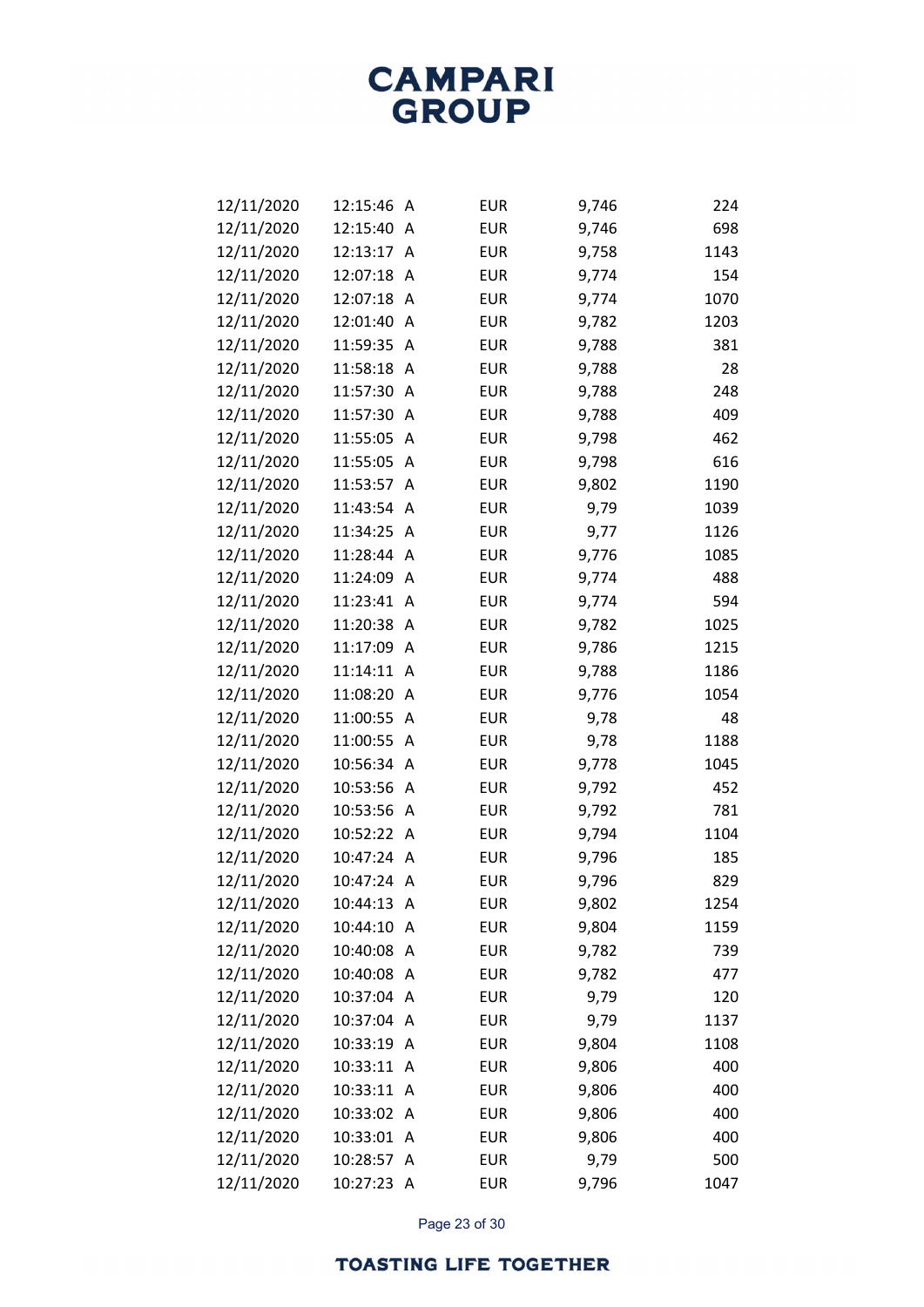| | | | | | |
|---|---|---|---|---|---|
| 12/11/2020 | 12:15:46 | A | EUR | 9,746 | 224 |
| 12/11/2020 | 12:15:40 | A | EUR | 9,746 | 698 |
| 12/11/2020 | 12:13:17 | A | EUR | 9,758 | 1143 |
| 12/11/2020 | 12:07:18 | A | EUR | 9,774 | 154 |
| 12/11/2020 | 12:07:18 | A | EUR | 9,774 | 1070 |
| 12/11/2020 | 12:01:40 | A | EUR | 9,782 | 1203 |
| 12/11/2020 | 11:59:35 | A | EUR | 9,788 | 381 |
| 12/11/2020 | 11:58:18 | A | EUR | 9,788 | 28 |
| 12/11/2020 | 11:57:30 | A | EUR | 9,788 | 248 |
| 12/11/2020 | 11:57:30 | A | EUR | 9,788 | 409 |
| 12/11/2020 | 11:55:05 | A | EUR | 9,798 | 462 |
| 12/11/2020 | 11:55:05 | A | EUR | 9,798 | 616 |
| 12/11/2020 | 11:53:57 | A | EUR | 9,802 | 1190 |
| 12/11/2020 | 11:43:54 | A | EUR | 9,79 | 1039 |
| 12/11/2020 | 11:34:25 | A | EUR | 9,77 | 1126 |
| 12/11/2020 | 11:28:44 | A | EUR | 9,776 | 1085 |
| 12/11/2020 | 11:24:09 | A | EUR | 9,774 | 488 |
| 12/11/2020 | 11:23:41 | A | EUR | 9,774 | 594 |
| 12/11/2020 | 11:20:38 | A | EUR | 9,782 | 1025 |
| 12/11/2020 | 11:17:09 | A | EUR | 9,786 | 1215 |
| 12/11/2020 | 11:14:11 | A | EUR | 9,788 | 1186 |
| 12/11/2020 | 11:08:20 | A | EUR | 9,776 | 1054 |
| 12/11/2020 | 11:00:55 | A | EUR | 9,78 | 48 |
| 12/11/2020 | 11:00:55 | A | EUR | 9,78 | 1188 |
| 12/11/2020 | 10:56:34 | A | EUR | 9,778 | 1045 |
| 12/11/2020 | 10:53:56 | A | EUR | 9,792 | 452 |
| 12/11/2020 | 10:53:56 | A | EUR | 9,792 | 781 |
| 12/11/2020 | 10:52:22 | A | EUR | 9,794 | 1104 |
| 12/11/2020 | 10:47:24 | A | EUR | 9,796 | 185 |
| 12/11/2020 | 10:47:24 | A | EUR | 9,796 | 829 |
| 12/11/2020 | 10:44:13 | A | EUR | 9,802 | 1254 |
| 12/11/2020 | 10:44:10 | A | EUR | 9,804 | 1159 |
| 12/11/2020 | 10:40:08 | A | EUR | 9,782 | 739 |
| 12/11/2020 | 10:40:08 | A | EUR | 9,782 | 477 |
| 12/11/2020 | 10:37:04 | A | EUR | 9,79 | 120 |
| 12/11/2020 | 10:37:04 | A | EUR | 9,79 | 1137 |
| 12/11/2020 | 10:33:19 | A | EUR | 9,804 | 1108 |
| 12/11/2020 | 10:33:11 | A | EUR | 9,806 | 400 |
| 12/11/2020 | 10:33:11 | A | EUR | 9,806 | 400 |
| 12/11/2020 | 10:33:02 | A | EUR | 9,806 | 400 |
| 12/11/2020 | 10:33:01 | A | EUR | 9,806 | 400 |
| 12/11/2020 | 10:28:57 | A | EUR | 9,79 | 500 |
| 12/11/2020 | 10:27:23 | A | EUR | 9,796 | 1047 |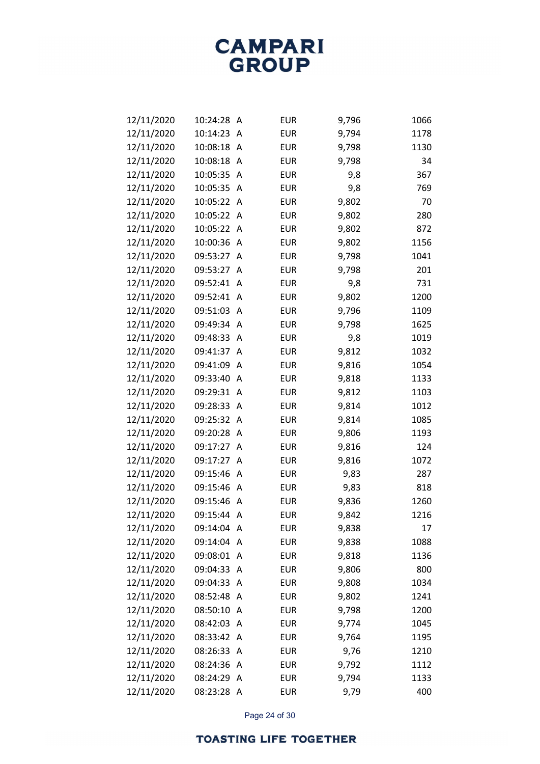| | | | | |
|---|---|---|---|---|
| 12/11/2020 | 10:24:28 A | EUR | 9,796 | 1066 |
| 12/11/2020 | 10:14:23 A | EUR | 9,794 | 1178 |
| 12/11/2020 | 10:08:18 A | EUR | 9,798 | 1130 |
| 12/11/2020 | 10:08:18 A | EUR | 9,798 | 34 |
| 12/11/2020 | 10:05:35 A | EUR | 9,8 | 367 |
| 12/11/2020 | 10:05:35 A | EUR | 9,8 | 769 |
| 12/11/2020 | 10:05:22 A | EUR | 9,802 | 70 |
| 12/11/2020 | 10:05:22 A | EUR | 9,802 | 280 |
| 12/11/2020 | 10:05:22 A | EUR | 9,802 | 872 |
| 12/11/2020 | 10:00:36 A | EUR | 9,802 | 1156 |
| 12/11/2020 | 09:53:27 A | EUR | 9,798 | 1041 |
| 12/11/2020 | 09:53:27 A | EUR | 9,798 | 201 |
| 12/11/2020 | 09:52:41 A | EUR | 9,8 | 731 |
| 12/11/2020 | 09:52:41 A | EUR | 9,802 | 1200 |
| 12/11/2020 | 09:51:03 A | EUR | 9,796 | 1109 |
| 12/11/2020 | 09:49:34 A | EUR | 9,798 | 1625 |
| 12/11/2020 | 09:48:33 A | EUR | 9,8 | 1019 |
| 12/11/2020 | 09:41:37 A | EUR | 9,812 | 1032 |
| 12/11/2020 | 09:41:09 A | EUR | 9,816 | 1054 |
| 12/11/2020 | 09:33:40 A | EUR | 9,818 | 1133 |
| 12/11/2020 | 09:29:31 A | EUR | 9,812 | 1103 |
| 12/11/2020 | 09:28:33 A | EUR | 9,814 | 1012 |
| 12/11/2020 | 09:25:32 A | EUR | 9,814 | 1085 |
| 12/11/2020 | 09:20:28 A | EUR | 9,806 | 1193 |
| 12/11/2020 | 09:17:27 A | EUR | 9,816 | 124 |
| 12/11/2020 | 09:17:27 A | EUR | 9,816 | 1072 |
| 12/11/2020 | 09:15:46 A | EUR | 9,83 | 287 |
| 12/11/2020 | 09:15:46 A | EUR | 9,83 | 818 |
| 12/11/2020 | 09:15:46 A | EUR | 9,836 | 1260 |
| 12/11/2020 | 09:15:44 A | EUR | 9,842 | 1216 |
| 12/11/2020 | 09:14:04 A | EUR | 9,838 | 17 |
| 12/11/2020 | 09:14:04 A | EUR | 9,838 | 1088 |
| 12/11/2020 | 09:08:01 A | EUR | 9,818 | 1136 |
| 12/11/2020 | 09:04:33 A | EUR | 9,806 | 800 |
| 12/11/2020 | 09:04:33 A | EUR | 9,808 | 1034 |
| 12/11/2020 | 08:52:48 A | EUR | 9,802 | 1241 |
| 12/11/2020 | 08:50:10 A | EUR | 9,798 | 1200 |
| 12/11/2020 | 08:42:03 A | EUR | 9,774 | 1045 |
| 12/11/2020 | 08:33:42 A | EUR | 9,764 | 1195 |
| 12/11/2020 | 08:26:33 A | EUR | 9,76 | 1210 |
| 12/11/2020 | 08:24:36 A | EUR | 9,792 | 1112 |
| 12/11/2020 | 08:24:29 A | EUR | 9,794 | 1133 |
| 12/11/2020 | 08:23:28 A | EUR | 9,79 | 400 |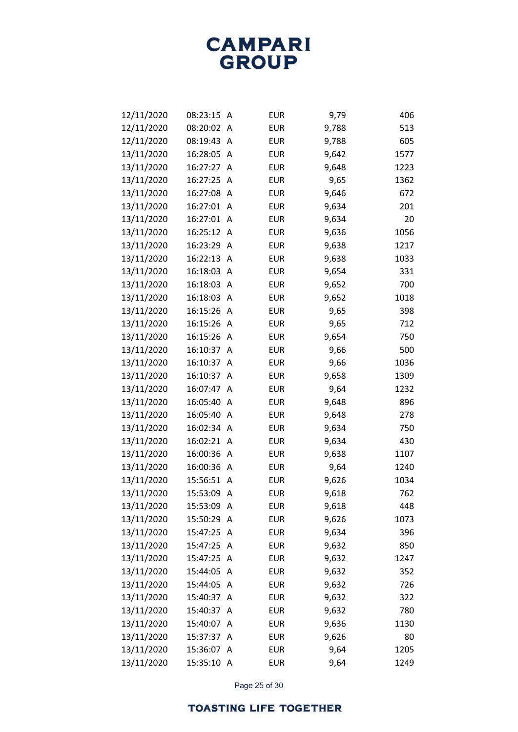| | | | | | |
|---|---|---|---|---|---|
| 12/11/2020 | 08:23:15 | A | EUR | 9,79 | 406 |
| 12/11/2020 | 08:20:02 | A | EUR | 9,788 | 513 |
| 12/11/2020 | 08:19:43 | A | EUR | 9,788 | 605 |
| 13/11/2020 | 16:28:05 | A | EUR | 9,642 | 1577 |
| 13/11/2020 | 16:27:27 | A | EUR | 9,648 | 1223 |
| 13/11/2020 | 16:27:25 | A | EUR | 9,65 | 1362 |
| 13/11/2020 | 16:27:08 | A | EUR | 9,646 | 672 |
| 13/11/2020 | 16:27:01 | A | EUR | 9,634 | 201 |
| 13/11/2020 | 16:27:01 | A | EUR | 9,634 | 20 |
| 13/11/2020 | 16:25:12 | A | EUR | 9,636 | 1056 |
| 13/11/2020 | 16:23:29 | A | EUR | 9,638 | 1217 |
| 13/11/2020 | 16:22:13 | A | EUR | 9,638 | 1033 |
| 13/11/2020 | 16:18:03 | A | EUR | 9,654 | 331 |
| 13/11/2020 | 16:18:03 | A | EUR | 9,652 | 700 |
| 13/11/2020 | 16:18:03 | A | EUR | 9,652 | 1018 |
| 13/11/2020 | 16:15:26 | A | EUR | 9,65 | 398 |
| 13/11/2020 | 16:15:26 | A | EUR | 9,65 | 712 |
| 13/11/2020 | 16:15:26 | A | EUR | 9,654 | 750 |
| 13/11/2020 | 16:10:37 | A | EUR | 9,66 | 500 |
| 13/11/2020 | 16:10:37 | A | EUR | 9,66 | 1036 |
| 13/11/2020 | 16:10:37 | A | EUR | 9,658 | 1309 |
| 13/11/2020 | 16:07:47 | A | EUR | 9,64 | 1232 |
| 13/11/2020 | 16:05:40 | A | EUR | 9,648 | 896 |
| 13/11/2020 | 16:05:40 | A | EUR | 9,648 | 278 |
| 13/11/2020 | 16:02:34 | A | EUR | 9,634 | 750 |
| 13/11/2020 | 16:02:21 | A | EUR | 9,634 | 430 |
| 13/11/2020 | 16:00:36 | A | EUR | 9,638 | 1107 |
| 13/11/2020 | 16:00:36 | A | EUR | 9,64 | 1240 |
| 13/11/2020 | 15:56:51 | A | EUR | 9,626 | 1034 |
| 13/11/2020 | 15:53:09 | A | EUR | 9,618 | 762 |
| 13/11/2020 | 15:53:09 | A | EUR | 9,618 | 448 |
| 13/11/2020 | 15:50:29 | A | EUR | 9,626 | 1073 |
| 13/11/2020 | 15:47:25 | A | EUR | 9,634 | 396 |
| 13/11/2020 | 15:47:25 | A | EUR | 9,632 | 850 |
| 13/11/2020 | 15:47:25 | A | EUR | 9,632 | 1247 |
| 13/11/2020 | 15:44:05 | A | EUR | 9,632 | 352 |
| 13/11/2020 | 15:44:05 | A | EUR | 9,632 | 726 |
| 13/11/2020 | 15:40:37 | A | EUR | 9,632 | 322 |
| 13/11/2020 | 15:40:37 | A | EUR | 9,632 | 780 |
| 13/11/2020 | 15:40:07 | A | EUR | 9,636 | 1130 |
| 13/11/2020 | 15:37:37 | A | EUR | 9,626 | 80 |
| 13/11/2020 | 15:36:07 | A | EUR | 9,64 | 1205 |
| 13/11/2020 | 15:35:10 | A | EUR | 9,64 | 1249 |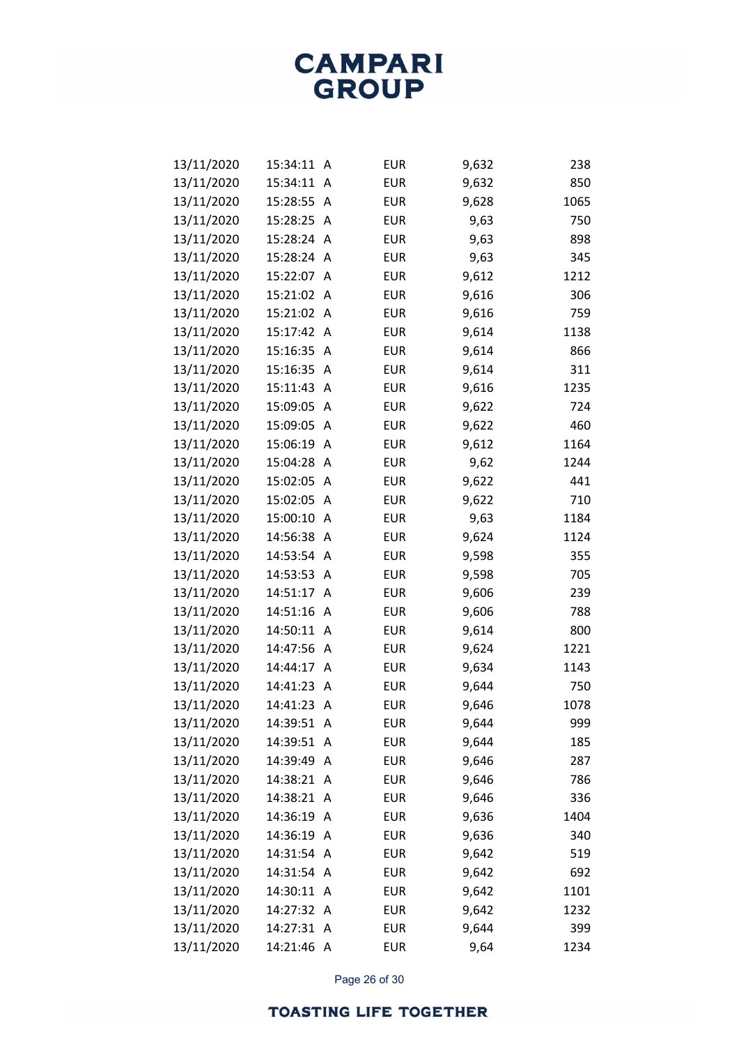| | | | | | |
|---|---|---|---|---|---|
| 13/11/2020 | 15:34:11 | A | EUR | 9,632 | 238 |
| 13/11/2020 | 15:34:11 | A | EUR | 9,632 | 850 |
| 13/11/2020 | 15:28:55 | A | EUR | 9,628 | 1065 |
| 13/11/2020 | 15:28:25 | A | EUR | 9,63 | 750 |
| 13/11/2020 | 15:28:24 | A | EUR | 9,63 | 898 |
| 13/11/2020 | 15:28:24 | A | EUR | 9,63 | 345 |
| 13/11/2020 | 15:22:07 | A | EUR | 9,612 | 1212 |
| 13/11/2020 | 15:21:02 | A | EUR | 9,616 | 306 |
| 13/11/2020 | 15:21:02 | A | EUR | 9,616 | 759 |
| 13/11/2020 | 15:17:42 | A | EUR | 9,614 | 1138 |
| 13/11/2020 | 15:16:35 | A | EUR | 9,614 | 866 |
| 13/11/2020 | 15:16:35 | A | EUR | 9,614 | 311 |
| 13/11/2020 | 15:11:43 | A | EUR | 9,616 | 1235 |
| 13/11/2020 | 15:09:05 | A | EUR | 9,622 | 724 |
| 13/11/2020 | 15:09:05 | A | EUR | 9,622 | 460 |
| 13/11/2020 | 15:06:19 | A | EUR | 9,612 | 1164 |
| 13/11/2020 | 15:04:28 | A | EUR | 9,62 | 1244 |
| 13/11/2020 | 15:02:05 | A | EUR | 9,622 | 441 |
| 13/11/2020 | 15:02:05 | A | EUR | 9,622 | 710 |
| 13/11/2020 | 15:00:10 | A | EUR | 9,63 | 1184 |
| 13/11/2020 | 14:56:38 | A | EUR | 9,624 | 1124 |
| 13/11/2020 | 14:53:54 | A | EUR | 9,598 | 355 |
| 13/11/2020 | 14:53:53 | A | EUR | 9,598 | 705 |
| 13/11/2020 | 14:51:17 | A | EUR | 9,606 | 239 |
| 13/11/2020 | 14:51:16 | A | EUR | 9,606 | 788 |
| 13/11/2020 | 14:50:11 | A | EUR | 9,614 | 800 |
| 13/11/2020 | 14:47:56 | A | EUR | 9,624 | 1221 |
| 13/11/2020 | 14:44:17 | A | EUR | 9,634 | 1143 |
| 13/11/2020 | 14:41:23 | A | EUR | 9,644 | 750 |
| 13/11/2020 | 14:41:23 | A | EUR | 9,646 | 1078 |
| 13/11/2020 | 14:39:51 | A | EUR | 9,644 | 999 |
| 13/11/2020 | 14:39:51 | A | EUR | 9,644 | 185 |
| 13/11/2020 | 14:39:49 | A | EUR | 9,646 | 287 |
| 13/11/2020 | 14:38:21 | A | EUR | 9,646 | 786 |
| 13/11/2020 | 14:38:21 | A | EUR | 9,646 | 336 |
| 13/11/2020 | 14:36:19 | A | EUR | 9,636 | 1404 |
| 13/11/2020 | 14:36:19 | A | EUR | 9,636 | 340 |
| 13/11/2020 | 14:31:54 | A | EUR | 9,642 | 519 |
| 13/11/2020 | 14:31:54 | A | EUR | 9,642 | 692 |
| 13/11/2020 | 14:30:11 | A | EUR | 9,642 | 1101 |
| 13/11/2020 | 14:27:32 | A | EUR | 9,642 | 1232 |
| 13/11/2020 | 14:27:31 | A | EUR | 9,644 | 399 |
| 13/11/2020 | 14:21:46 | A | EUR | 9,64 | 1234 |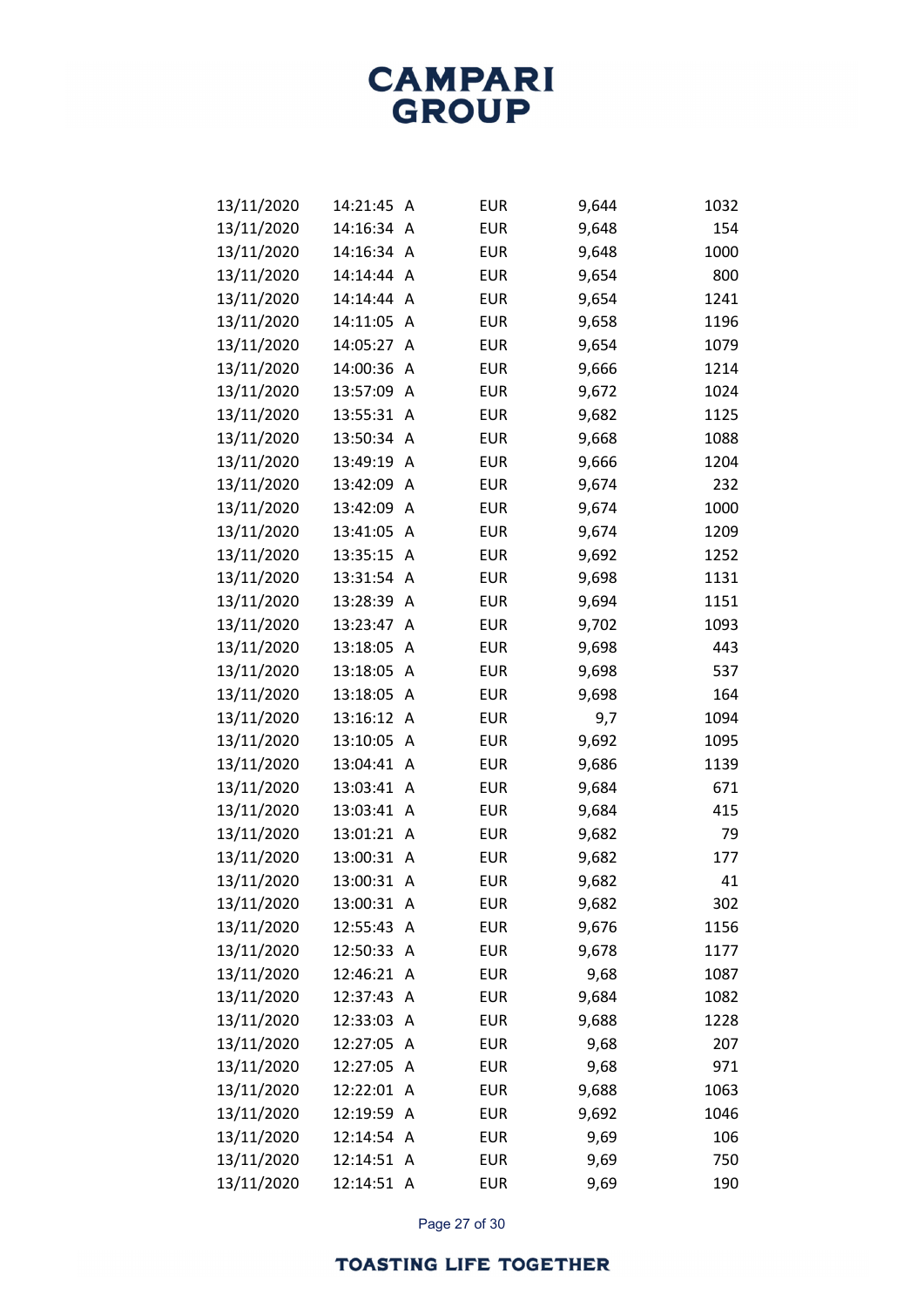| | | | | | |
|---|---|---|---|---|---|
| 13/11/2020 | 14:21:45 | A | EUR | 9,644 | 1032 |
| 13/11/2020 | 14:16:34 | A | EUR | 9,648 | 154 |
| 13/11/2020 | 14:16:34 | A | EUR | 9,648 | 1000 |
| 13/11/2020 | 14:14:44 | A | EUR | 9,654 | 800 |
| 13/11/2020 | 14:14:44 | A | EUR | 9,654 | 1241 |
| 13/11/2020 | 14:11:05 | A | EUR | 9,658 | 1196 |
| 13/11/2020 | 14:05:27 | A | EUR | 9,654 | 1079 |
| 13/11/2020 | 14:00:36 | A | EUR | 9,666 | 1214 |
| 13/11/2020 | 13:57:09 | A | EUR | 9,672 | 1024 |
| 13/11/2020 | 13:55:31 | A | EUR | 9,682 | 1125 |
| 13/11/2020 | 13:50:34 | A | EUR | 9,668 | 1088 |
| 13/11/2020 | 13:49:19 | A | EUR | 9,666 | 1204 |
| 13/11/2020 | 13:42:09 | A | EUR | 9,674 | 232 |
| 13/11/2020 | 13:42:09 | A | EUR | 9,674 | 1000 |
| 13/11/2020 | 13:41:05 | A | EUR | 9,674 | 1209 |
| 13/11/2020 | 13:35:15 | A | EUR | 9,692 | 1252 |
| 13/11/2020 | 13:31:54 | A | EUR | 9,698 | 1131 |
| 13/11/2020 | 13:28:39 | A | EUR | 9,694 | 1151 |
| 13/11/2020 | 13:23:47 | A | EUR | 9,702 | 1093 |
| 13/11/2020 | 13:18:05 | A | EUR | 9,698 | 443 |
| 13/11/2020 | 13:18:05 | A | EUR | 9,698 | 537 |
| 13/11/2020 | 13:18:05 | A | EUR | 9,698 | 164 |
| 13/11/2020 | 13:16:12 | A | EUR | 9,7 | 1094 |
| 13/11/2020 | 13:10:05 | A | EUR | 9,692 | 1095 |
| 13/11/2020 | 13:04:41 | A | EUR | 9,686 | 1139 |
| 13/11/2020 | 13:03:41 | A | EUR | 9,684 | 671 |
| 13/11/2020 | 13:03:41 | A | EUR | 9,684 | 415 |
| 13/11/2020 | 13:01:21 | A | EUR | 9,682 | 79 |
| 13/11/2020 | 13:00:31 | A | EUR | 9,682 | 177 |
| 13/11/2020 | 13:00:31 | A | EUR | 9,682 | 41 |
| 13/11/2020 | 13:00:31 | A | EUR | 9,682 | 302 |
| 13/11/2020 | 12:55:43 | A | EUR | 9,676 | 1156 |
| 13/11/2020 | 12:50:33 | A | EUR | 9,678 | 1177 |
| 13/11/2020 | 12:46:21 | A | EUR | 9,68 | 1087 |
| 13/11/2020 | 12:37:43 | A | EUR | 9,684 | 1082 |
| 13/11/2020 | 12:33:03 | A | EUR | 9,688 | 1228 |
| 13/11/2020 | 12:27:05 | A | EUR | 9,68 | 207 |
| 13/11/2020 | 12:27:05 | A | EUR | 9,68 | 971 |
| 13/11/2020 | 12:22:01 | A | EUR | 9,688 | 1063 |
| 13/11/2020 | 12:19:59 | A | EUR | 9,692 | 1046 |
| 13/11/2020 | 12:14:54 | A | EUR | 9,69 | 106 |
| 13/11/2020 | 12:14:51 | A | EUR | 9,69 | 750 |
| 13/11/2020 | 12:14:51 | A | EUR | 9,69 | 190 |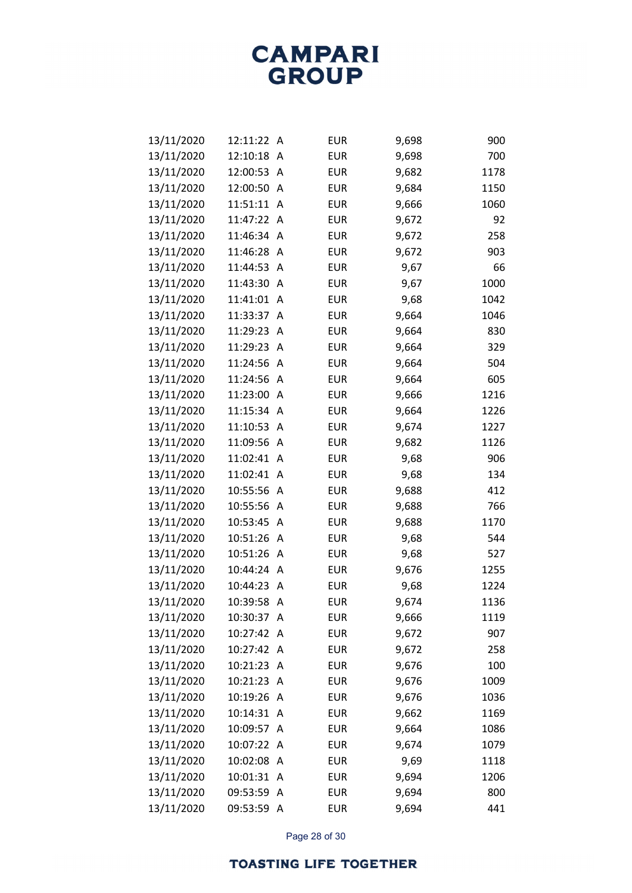| | | | | | |
|---|---|---|---|---|---|
| 13/11/2020 | 12:11:22 | A | EUR | 9,698 | 900 |
| 13/11/2020 | 12:10:18 | A | EUR | 9,698 | 700 |
| 13/11/2020 | 12:00:53 | A | EUR | 9,682 | 1178 |
| 13/11/2020 | 12:00:50 | A | EUR | 9,684 | 1150 |
| 13/11/2020 | 11:51:11 | A | EUR | 9,666 | 1060 |
| 13/11/2020 | 11:47:22 | A | EUR | 9,672 | 92 |
| 13/11/2020 | 11:46:34 | A | EUR | 9,672 | 258 |
| 13/11/2020 | 11:46:28 | A | EUR | 9,672 | 903 |
| 13/11/2020 | 11:44:53 | A | EUR | 9,67 | 66 |
| 13/11/2020 | 11:43:30 | A | EUR | 9,67 | 1000 |
| 13/11/2020 | 11:41:01 | A | EUR | 9,68 | 1042 |
| 13/11/2020 | 11:33:37 | A | EUR | 9,664 | 1046 |
| 13/11/2020 | 11:29:23 | A | EUR | 9,664 | 830 |
| 13/11/2020 | 11:29:23 | A | EUR | 9,664 | 329 |
| 13/11/2020 | 11:24:56 | A | EUR | 9,664 | 504 |
| 13/11/2020 | 11:24:56 | A | EUR | 9,664 | 605 |
| 13/11/2020 | 11:23:00 | A | EUR | 9,666 | 1216 |
| 13/11/2020 | 11:15:34 | A | EUR | 9,664 | 1226 |
| 13/11/2020 | 11:10:53 | A | EUR | 9,674 | 1227 |
| 13/11/2020 | 11:09:56 | A | EUR | 9,682 | 1126 |
| 13/11/2020 | 11:02:41 | A | EUR | 9,68 | 906 |
| 13/11/2020 | 11:02:41 | A | EUR | 9,68 | 134 |
| 13/11/2020 | 10:55:56 | A | EUR | 9,688 | 412 |
| 13/11/2020 | 10:55:56 | A | EUR | 9,688 | 766 |
| 13/11/2020 | 10:53:45 | A | EUR | 9,688 | 1170 |
| 13/11/2020 | 10:51:26 | A | EUR | 9,68 | 544 |
| 13/11/2020 | 10:51:26 | A | EUR | 9,68 | 527 |
| 13/11/2020 | 10:44:24 | A | EUR | 9,676 | 1255 |
| 13/11/2020 | 10:44:23 | A | EUR | 9,68 | 1224 |
| 13/11/2020 | 10:39:58 | A | EUR | 9,674 | 1136 |
| 13/11/2020 | 10:30:37 | A | EUR | 9,666 | 1119 |
| 13/11/2020 | 10:27:42 | A | EUR | 9,672 | 907 |
| 13/11/2020 | 10:27:42 | A | EUR | 9,672 | 258 |
| 13/11/2020 | 10:21:23 | A | EUR | 9,676 | 100 |
| 13/11/2020 | 10:21:23 | A | EUR | 9,676 | 1009 |
| 13/11/2020 | 10:19:26 | A | EUR | 9,676 | 1036 |
| 13/11/2020 | 10:14:31 | A | EUR | 9,662 | 1169 |
| 13/11/2020 | 10:09:57 | A | EUR | 9,664 | 1086 |
| 13/11/2020 | 10:07:22 | A | EUR | 9,674 | 1079 |
| 13/11/2020 | 10:02:08 | A | EUR | 9,69 | 1118 |
| 13/11/2020 | 10:01:31 | A | EUR | 9,694 | 1206 |
| 13/11/2020 | 09:53:59 | A | EUR | 9,694 | 800 |
| 13/11/2020 | 09:53:59 | A | EUR | 9,694 | 441 |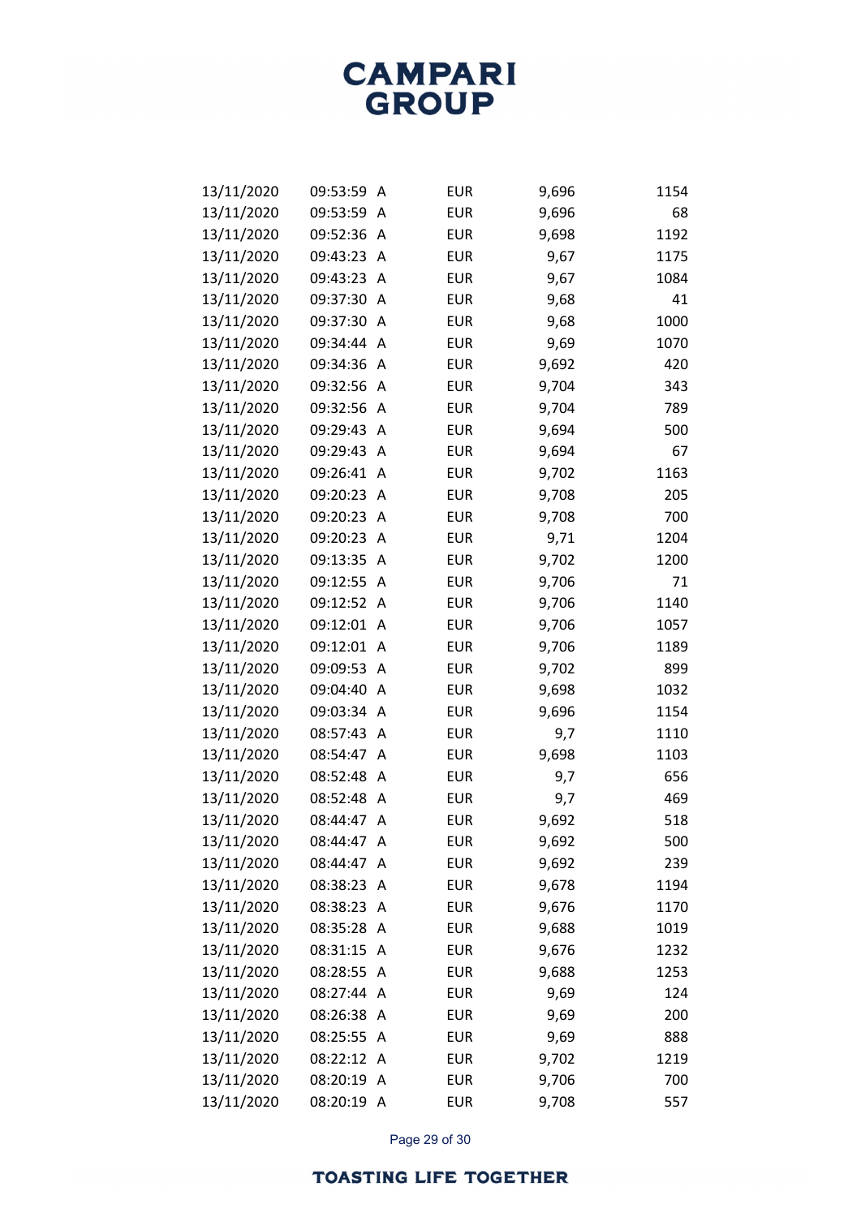| | | | | | |
|---|---|---|---|---|---|
| 13/11/2020 | 09:53:59 | A | EUR | 9,696 | 1154 |
| 13/11/2020 | 09:53:59 | A | EUR | 9,696 | 68 |
| 13/11/2020 | 09:52:36 | A | EUR | 9,698 | 1192 |
| 13/11/2020 | 09:43:23 | A | EUR | 9,67 | 1175 |
| 13/11/2020 | 09:43:23 | A | EUR | 9,67 | 1084 |
| 13/11/2020 | 09:37:30 | A | EUR | 9,68 | 41 |
| 13/11/2020 | 09:37:30 | A | EUR | 9,68 | 1000 |
| 13/11/2020 | 09:34:44 | A | EUR | 9,69 | 1070 |
| 13/11/2020 | 09:34:36 | A | EUR | 9,692 | 420 |
| 13/11/2020 | 09:32:56 | A | EUR | 9,704 | 343 |
| 13/11/2020 | 09:32:56 | A | EUR | 9,704 | 789 |
| 13/11/2020 | 09:29:43 | A | EUR | 9,694 | 500 |
| 13/11/2020 | 09:29:43 | A | EUR | 9,694 | 67 |
| 13/11/2020 | 09:26:41 | A | EUR | 9,702 | 1163 |
| 13/11/2020 | 09:20:23 | A | EUR | 9,708 | 205 |
| 13/11/2020 | 09:20:23 | A | EUR | 9,708 | 700 |
| 13/11/2020 | 09:20:23 | A | EUR | 9,71 | 1204 |
| 13/11/2020 | 09:13:35 | A | EUR | 9,702 | 1200 |
| 13/11/2020 | 09:12:55 | A | EUR | 9,706 | 71 |
| 13/11/2020 | 09:12:52 | A | EUR | 9,706 | 1140 |
| 13/11/2020 | 09:12:01 | A | EUR | 9,706 | 1057 |
| 13/11/2020 | 09:12:01 | A | EUR | 9,706 | 1189 |
| 13/11/2020 | 09:09:53 | A | EUR | 9,702 | 899 |
| 13/11/2020 | 09:04:40 | A | EUR | 9,698 | 1032 |
| 13/11/2020 | 09:03:34 | A | EUR | 9,696 | 1154 |
| 13/11/2020 | 08:57:43 | A | EUR | 9,7 | 1110 |
| 13/11/2020 | 08:54:47 | A | EUR | 9,698 | 1103 |
| 13/11/2020 | 08:52:48 | A | EUR | 9,7 | 656 |
| 13/11/2020 | 08:52:48 | A | EUR | 9,7 | 469 |
| 13/11/2020 | 08:44:47 | A | EUR | 9,692 | 518 |
| 13/11/2020 | 08:44:47 | A | EUR | 9,692 | 500 |
| 13/11/2020 | 08:44:47 | A | EUR | 9,692 | 239 |
| 13/11/2020 | 08:38:23 | A | EUR | 9,678 | 1194 |
| 13/11/2020 | 08:38:23 | A | EUR | 9,676 | 1170 |
| 13/11/2020 | 08:35:28 | A | EUR | 9,688 | 1019 |
| 13/11/2020 | 08:31:15 | A | EUR | 9,676 | 1232 |
| 13/11/2020 | 08:28:55 | A | EUR | 9,688 | 1253 |
| 13/11/2020 | 08:27:44 | A | EUR | 9,69 | 124 |
| 13/11/2020 | 08:26:38 | A | EUR | 9,69 | 200 |
| 13/11/2020 | 08:25:55 | A | EUR | 9,69 | 888 |
| 13/11/2020 | 08:22:12 | A | EUR | 9,702 | 1219 |
| 13/11/2020 | 08:20:19 | A | EUR | 9,706 | 700 |
| 13/11/2020 | 08:20:19 | A | EUR | 9,708 | 557 |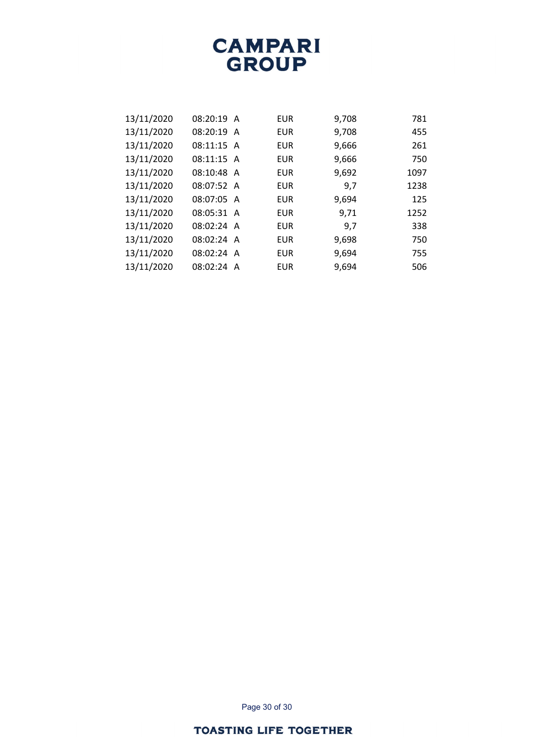| | | | | | |
|---|---|---|---|---|---|
| 13/11/2020 | 08:20:19 | A | EUR | 9,708 | 781 |
| 13/11/2020 | 08:20:19 | A | EUR | 9,708 | 455 |
| 13/11/2020 | 08:11:15 | A | EUR | 9,666 | 261 |
| 13/11/2020 | 08:11:15 | A | EUR | 9,666 | 750 |
| 13/11/2020 | 08:10:48 | A | EUR | 9,692 | 1097 |
| 13/11/2020 | 08:07:52 | A | EUR | 9,7 | 1238 |
| 13/11/2020 | 08:07:05 | A | EUR | 9,694 | 125 |
| 13/11/2020 | 08:05:31 | A | EUR | 9,71 | 1252 |
| 13/11/2020 | 08:02:24 | A | EUR | 9,7 | 338 |
| 13/11/2020 | 08:02:24 | A | EUR | 9,698 | 750 |
| 13/11/2020 | 08:02:24 | A | EUR | 9,694 | 755 |
| 13/11/2020 | 08:02:24 | A | EUR | 9,694 | 506 |